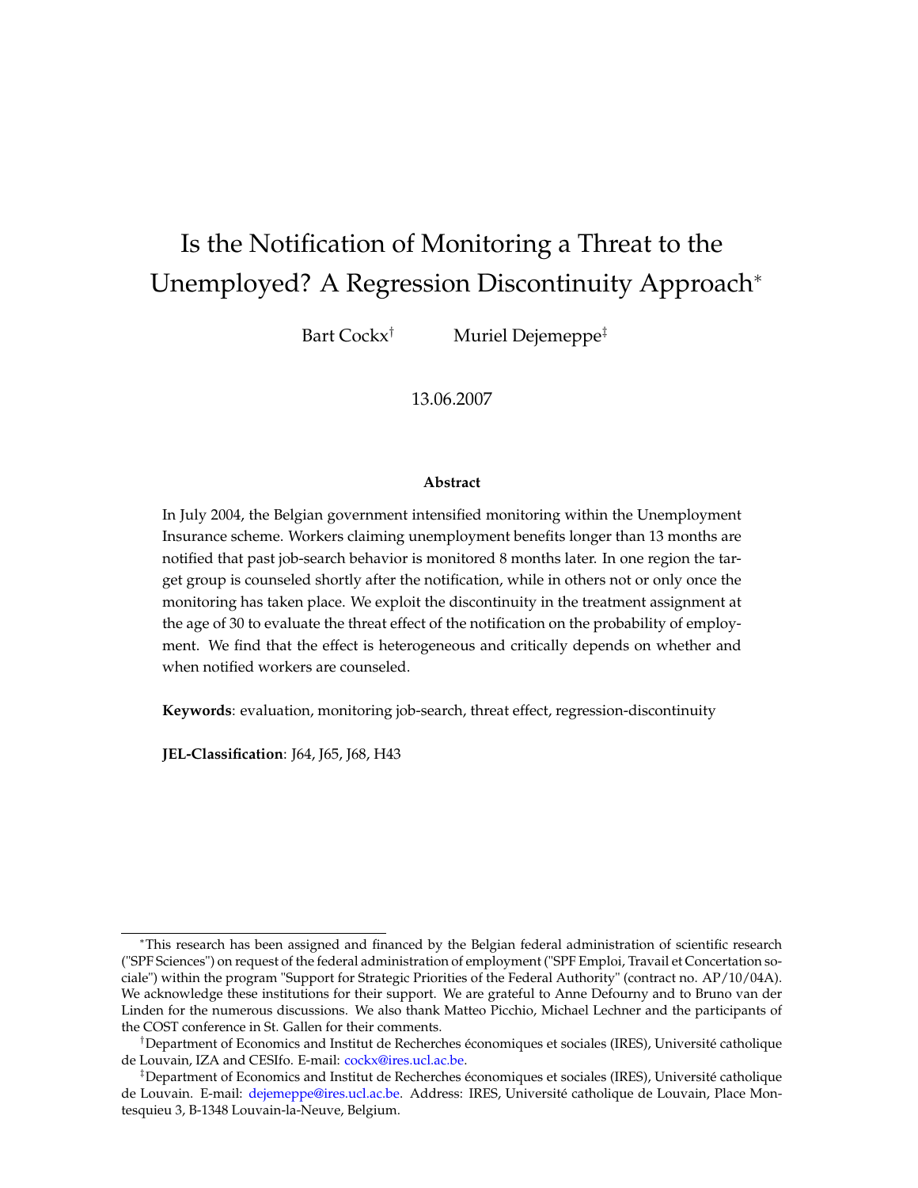# Is the Notification of Monitoring a Threat to the Unemployed? A Regression Discontinuity Approach[*]

Bart Cockx[†] Muriel Dejemeppe[‡]

13.06.2007

### Abstract

In July 2004, the Belgian government intensified monitoring within the Unemployment Insurance scheme. Workers claiming unemployment benefits longer than 13 months are notified that past job-search behavior is monitored 8 months later. In one region the target group is counseled shortly after the notification, while in others not or only once the monitoring has taken place. We exploit the discontinuity in the treatment assignment at the age of 30 to evaluate the threat effect of the notification on the probability of employment. We find that the effect is heterogeneous and critically depends on whether and when notified workers are counseled.

**Keywords**: evaluation, monitoring job-search, threat effect, regression-discontinuity

**JEL-Classification**: J64, J65, J68, H43

---

[*] This research has been assigned and financed by the Belgian federal administration of scientific research ("SPF Sciences") on request of the federal administration of employment ("SPF Emploi, Travail et Concertation sociale") within the program "Support for Strategic Priorities of the Federal Authority" (contract no. AP/10/04A). We acknowledge these institutions for their support. We are grateful to Anne Defourny and to Bruno van der Linden for the numerous discussions. We also thank Matteo Picchio, Michael Lechner and the participants of the COST conference in St. Gallen for their comments.

[†] Department of Economics and Institut de Recherches économiques et sociales (IRES), Université catholique de Louvain, IZA and CESIfo. E-mail: cockx@ires.ucl.ac.be.

[‡] Department of Economics and Institut de Recherches économiques et sociales (IRES), Université catholique de Louvain. E-mail: dejemeppe@ires.ucl.ac.be. Address: IRES, Université catholique de Louvain, Place Montesquieu 3, B-1348 Louvain-la-Neuve, Belgium.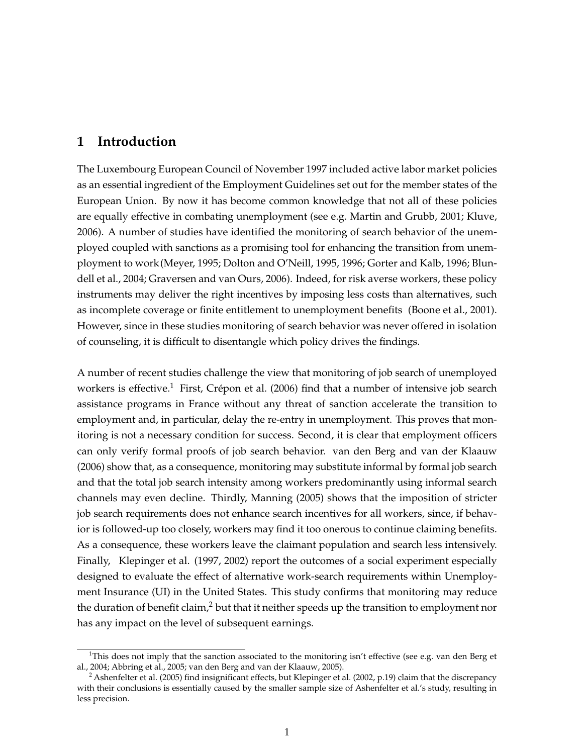# 1 Introduction

The Luxembourg European Council of November 1997 included active labor market policies as an essential ingredient of the Employment Guidelines set out for the member states of the European Union. By now it has become common knowledge that not all of these policies are equally effective in combating unemployment (see e.g. Martin and Grubb, 2001; Kluve, 2006). A number of studies have identified the monitoring of search behavior of the unemployed coupled with sanctions as a promising tool for enhancing the transition from unemployment to work (Meyer, 1995; Dolton and O'Neill, 1995, 1996; Gorter and Kalb, 1996; Blundell et al., 2004; Graversen and van Ours, 2006). Indeed, for risk averse workers, these policy instruments may deliver the right incentives by imposing less costs than alternatives, such as incomplete coverage or finite entitlement to unemployment benefits (Boone et al., 2001). However, since in these studies monitoring of search behavior was never offered in isolation of counseling, it is difficult to disentangle which policy drives the findings.

A number of recent studies challenge the view that monitoring of job search of unemployed workers is effective.[1] First, Crépon et al. (2006) find that a number of intensive job search assistance programs in France without any threat of sanction accelerate the transition to employment and, in particular, delay the re-entry in unemployment. This proves that monitoring is not a necessary condition for success. Second, it is clear that employment officers can only verify formal proofs of job search behavior. van den Berg and van der Klaauw (2006) show that, as a consequence, monitoring may substitute informal by formal job search and that the total job search intensity among workers predominantly using informal search channels may even decline. Thirdly, Manning (2005) shows that the imposition of stricter job search requirements does not enhance search incentives for all workers, since, if behavior is followed-up too closely, workers may find it too onerous to continue claiming benefits. As a consequence, these workers leave the claimant population and search less intensively. Finally, Klepinger et al. (1997, 2002) report the outcomes of a social experiment especially designed to evaluate the effect of alternative work-search requirements within Unemployment Insurance (UI) in the United States. This study confirms that monitoring may reduce the duration of benefit claim,[2] but that it neither speeds up the transition to employment nor has any impact on the level of subsequent earnings.

[1] This does not imply that the sanction associated to the monitoring isn't effective (see e.g. van den Berg et al., 2004; Abbring et al., 2005; van den Berg and van der Klaauw, 2005).

[2] Ashenfelter et al. (2005) find insignificant effects, but Klepinger et al. (2002, p.19) claim that the discrepancy with their conclusions is essentially caused by the smaller sample size of Ashenfelter et al.'s study, resulting in less precision.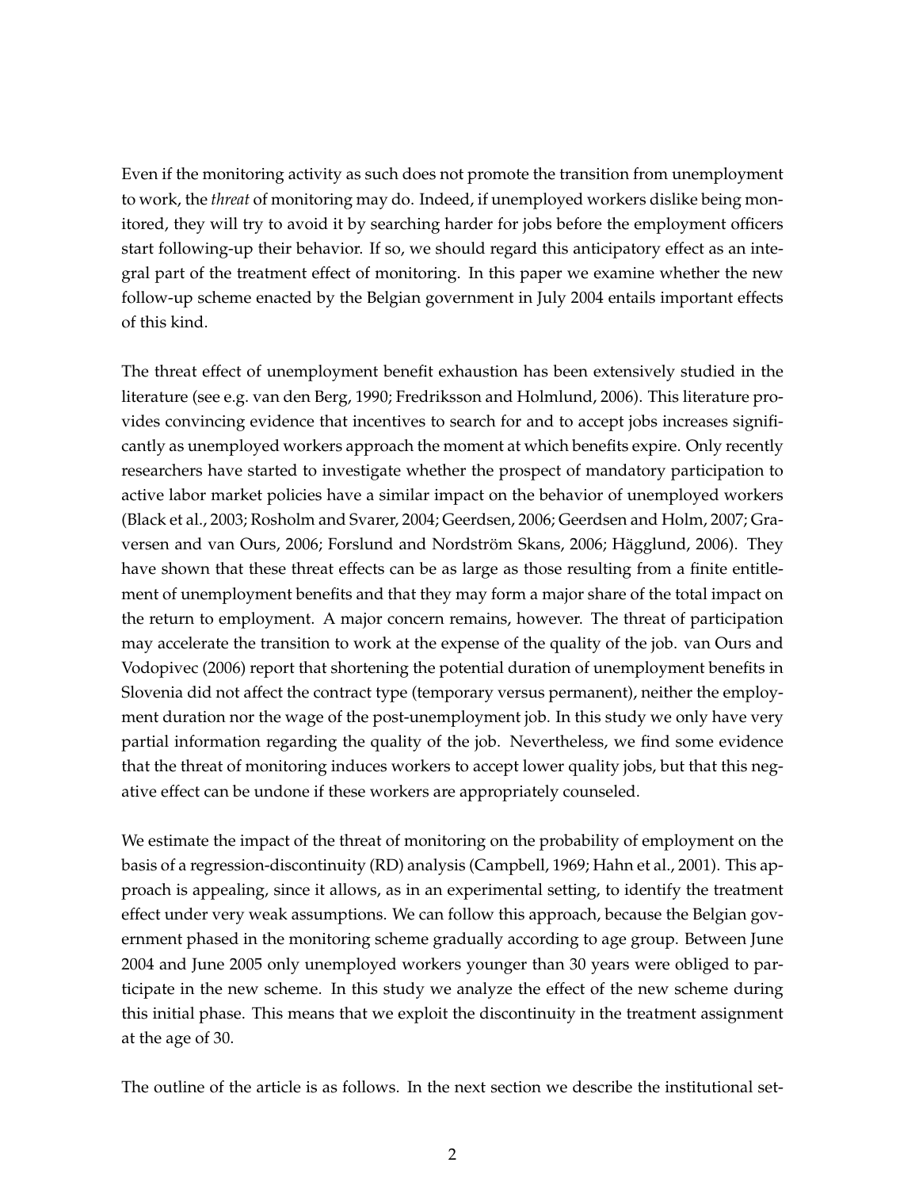Even if the monitoring activity as such does not promote the transition from unemployment to work, the *threat* of monitoring may do. Indeed, if unemployed workers dislike being monitored, they will try to avoid it by searching harder for jobs before the employment officers start following-up their behavior. If so, we should regard this anticipatory effect as an integral part of the treatment effect of monitoring. In this paper we examine whether the new follow-up scheme enacted by the Belgian government in July 2004 entails important effects of this kind.

The threat effect of unemployment benefit exhaustion has been extensively studied in the literature (see e.g. van den Berg, 1990; Fredriksson and Holmlund, 2006). This literature provides convincing evidence that incentives to search for and to accept jobs increases significantly as unemployed workers approach the moment at which benefits expire. Only recently researchers have started to investigate whether the prospect of mandatory participation to active labor market policies have a similar impact on the behavior of unemployed workers (Black et al., 2003; Rosholm and Svarer, 2004; Geerdsen, 2006; Geerdsen and Holm, 2007; Graversen and van Ours, 2006; Forslund and Nordström Skans, 2006; Hägglund, 2006). They have shown that these threat effects can be as large as those resulting from a finite entitlement of unemployment benefits and that they may form a major share of the total impact on the return to employment. A major concern remains, however. The threat of participation may accelerate the transition to work at the expense of the quality of the job. van Ours and Vodopivec (2006) report that shortening the potential duration of unemployment benefits in Slovenia did not affect the contract type (temporary versus permanent), neither the employment duration nor the wage of the post-unemployment job. In this study we only have very partial information regarding the quality of the job. Nevertheless, we find some evidence that the threat of monitoring induces workers to accept lower quality jobs, but that this negative effect can be undone if these workers are appropriately counseled.

We estimate the impact of the threat of monitoring on the probability of employment on the basis of a regression-discontinuity (RD) analysis (Campbell, 1969; Hahn et al., 2001). This approach is appealing, since it allows, as in an experimental setting, to identify the treatment effect under very weak assumptions. We can follow this approach, because the Belgian government phased in the monitoring scheme gradually according to age group. Between June 2004 and June 2005 only unemployed workers younger than 30 years were obliged to participate in the new scheme. In this study we analyze the effect of the new scheme during this initial phase. This means that we exploit the discontinuity in the treatment assignment at the age of 30.

The outline of the article is as follows. In the next section we describe the institutional set-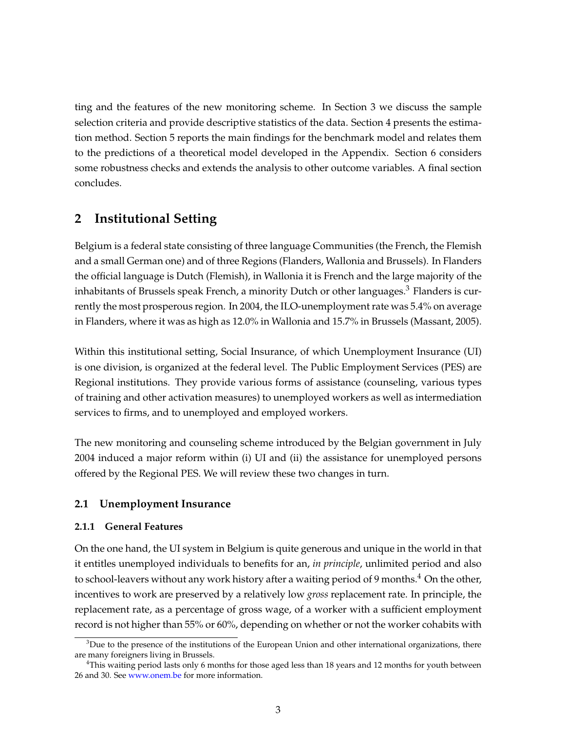ting and the features of the new monitoring scheme. In Section 3 we discuss the sample selection criteria and provide descriptive statistics of the data. Section 4 presents the estimation method. Section 5 reports the main findings for the benchmark model and relates them to the predictions of a theoretical model developed in the Appendix. Section 6 considers some robustness checks and extends the analysis to other outcome variables. A final section concludes.

## 2 Institutional Setting

Belgium is a federal state consisting of three language Communities (the French, the Flemish and a small German one) and of three Regions (Flanders, Wallonia and Brussels). In Flanders the official language is Dutch (Flemish), in Wallonia it is French and the large majority of the inhabitants of Brussels speak French, a minority Dutch or other languages.[3] Flanders is currently the most prosperous region. In 2004, the ILO-unemployment rate was 5.4% on average in Flanders, where it was as high as 12.0% in Wallonia and 15.7% in Brussels (Massant, 2005).

Within this institutional setting, Social Insurance, of which Unemployment Insurance (UI) is one division, is organized at the federal level. The Public Employment Services (PES) are Regional institutions. They provide various forms of assistance (counseling, various types of training and other activation measures) to unemployed workers as well as intermediation services to firms, and to unemployed and employed workers.

The new monitoring and counseling scheme introduced by the Belgian government in July 2004 induced a major reform within (i) UI and (ii) the assistance for unemployed persons offered by the Regional PES. We will review these two changes in turn.

### 2.1 Unemployment Insurance

#### 2.1.1 General Features

On the one hand, the UI system in Belgium is quite generous and unique in the world in that it entitles unemployed individuals to benefits for an, *in principle*, unlimited period and also to school-leavers without any work history after a waiting period of 9 months.[4] On the other, incentives to work are preserved by a relatively low *gross* replacement rate. In principle, the replacement rate, as a percentage of gross wage, of a worker with a sufficient employment record is not higher than 55% or 60%, depending on whether or not the worker cohabits with

[3] Due to the presence of the institutions of the European Union and other international organizations, there are many foreigners living in Brussels.

[4] This waiting period lasts only 6 months for those aged less than 18 years and 12 months for youth between 26 and 30. See www.onem.be for more information.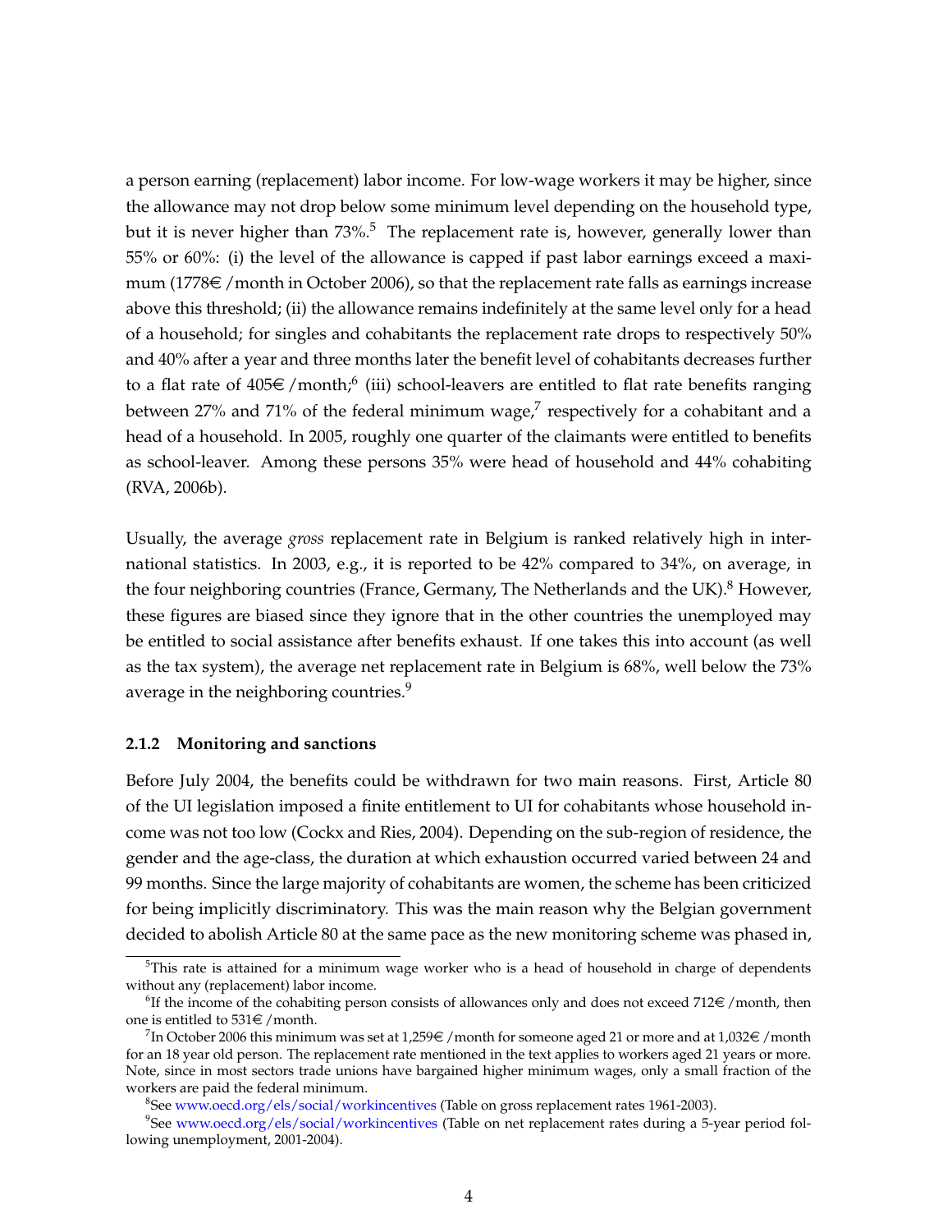a person earning (replacement) labor income. For low-wage workers it may be higher, since the allowance may not drop below some minimum level depending on the household type, but it is never higher than 73%.[5] The replacement rate is, however, generally lower than 55% or 60%: (i) the level of the allowance is capped if past labor earnings exceed a maximum (1778€ /month in October 2006), so that the replacement rate falls as earnings increase above this threshold; (ii) the allowance remains indefinitely at the same level only for a head of a household; for singles and cohabitants the replacement rate drops to respectively 50% and 40% after a year and three months later the benefit level of cohabitants decreases further to a flat rate of 405€ /month;[6] (iii) school-leavers are entitled to flat rate benefits ranging between 27% and 71% of the federal minimum wage,[7] respectively for a cohabitant and a head of a household. In 2005, roughly one quarter of the claimants were entitled to benefits as school-leaver. Among these persons 35% were head of household and 44% cohabiting (RVA, 2006b).

Usually, the average *gross* replacement rate in Belgium is ranked relatively high in international statistics. In 2003, e.g., it is reported to be 42% compared to 34%, on average, in the four neighboring countries (France, Germany, The Netherlands and the UK).[8] However, these figures are biased since they ignore that in the other countries the unemployed may be entitled to social assistance after benefits exhaust. If one takes this into account (as well as the tax system), the average net replacement rate in Belgium is 68%, well below the 73% average in the neighboring countries.[9]

### 2.1.2 Monitoring and sanctions

Before July 2004, the benefits could be withdrawn for two main reasons. First, Article 80 of the UI legislation imposed a finite entitlement to UI for cohabitants whose household income was not too low (Cockx and Ries, 2004). Depending on the sub-region of residence, the gender and the age-class, the duration at which exhaustion occurred varied between 24 and 99 months. Since the large majority of cohabitants are women, the scheme has been criticized for being implicitly discriminatory. This was the main reason why the Belgian government decided to abolish Article 80 at the same pace as the new monitoring scheme was phased in,

---

[5] This rate is attained for a minimum wage worker who is a head of household in charge of dependents without any (replacement) labor income.

[6] If the income of the cohabiting person consists of allowances only and does not exceed 712€ /month, then one is entitled to 531€ /month.

[7] In October 2006 this minimum was set at 1,259€ /month for someone aged 21 or more and at 1,032€ /month for an 18 year old person. The replacement rate mentioned in the text applies to workers aged 21 years or more. Note, since in most sectors trade unions have bargained higher minimum wages, only a small fraction of the workers are paid the federal minimum.

[8] See www.oecd.org/els/social/workincentives (Table on gross replacement rates 1961-2003).

[9] See www.oecd.org/els/social/workincentives (Table on net replacement rates during a 5-year period following unemployment, 2001-2004).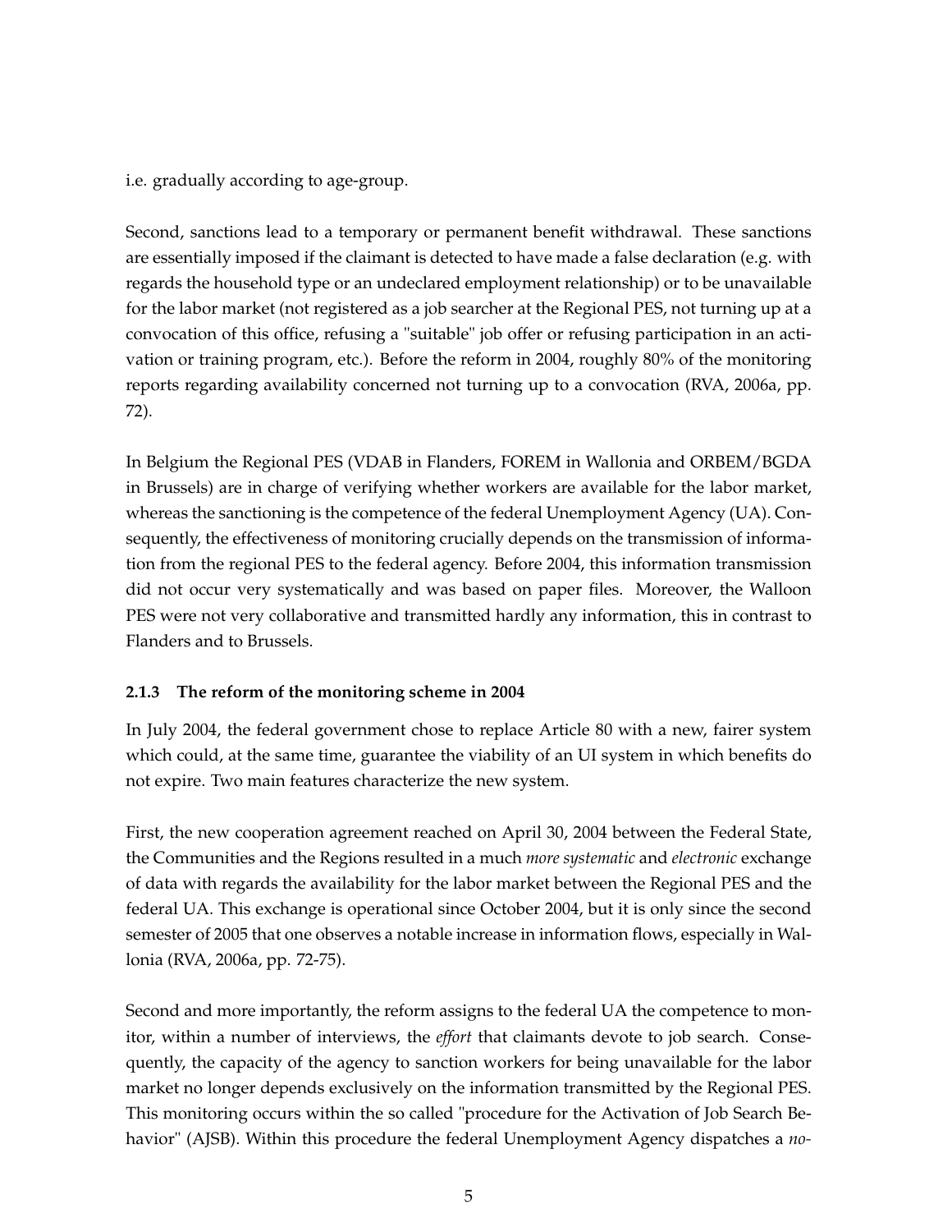i.e. gradually according to age-group.

Second, sanctions lead to a temporary or permanent benefit withdrawal. These sanctions are essentially imposed if the claimant is detected to have made a false declaration (e.g. with regards the household type or an undeclared employment relationship) or to be unavailable for the labor market (not registered as a job searcher at the Regional PES, not turning up at a convocation of this office, refusing a "suitable" job offer or refusing participation in an activation or training program, etc.). Before the reform in 2004, roughly 80% of the monitoring reports regarding availability concerned not turning up to a convocation (RVA, 2006a, pp. 72).

In Belgium the Regional PES (VDAB in Flanders, FOREM in Wallonia and ORBEM/BGDA in Brussels) are in charge of verifying whether workers are available for the labor market, whereas the sanctioning is the competence of the federal Unemployment Agency (UA). Consequently, the effectiveness of monitoring crucially depends on the transmission of information from the regional PES to the federal agency. Before 2004, this information transmission did not occur very systematically and was based on paper files. Moreover, the Walloon PES were not very collaborative and transmitted hardly any information, this in contrast to Flanders and to Brussels.

### 2.1.3 The reform of the monitoring scheme in 2004

In July 2004, the federal government chose to replace Article 80 with a new, fairer system which could, at the same time, guarantee the viability of an UI system in which benefits do not expire. Two main features characterize the new system.

First, the new cooperation agreement reached on April 30, 2004 between the Federal State, the Communities and the Regions resulted in a much *more systematic* and *electronic* exchange of data with regards the availability for the labor market between the Regional PES and the federal UA. This exchange is operational since October 2004, but it is only since the second semester of 2005 that one observes a notable increase in information flows, especially in Wallonia (RVA, 2006a, pp. 72-75).

Second and more importantly, the reform assigns to the federal UA the competence to monitor, within a number of interviews, the *effort* that claimants devote to job search. Consequently, the capacity of the agency to sanction workers for being unavailable for the labor market no longer depends exclusively on the information transmitted by the Regional PES. This monitoring occurs within the so called "procedure for the Activation of Job Search Behavior" (AJSB). Within this procedure the federal Unemployment Agency dispatches a *no-*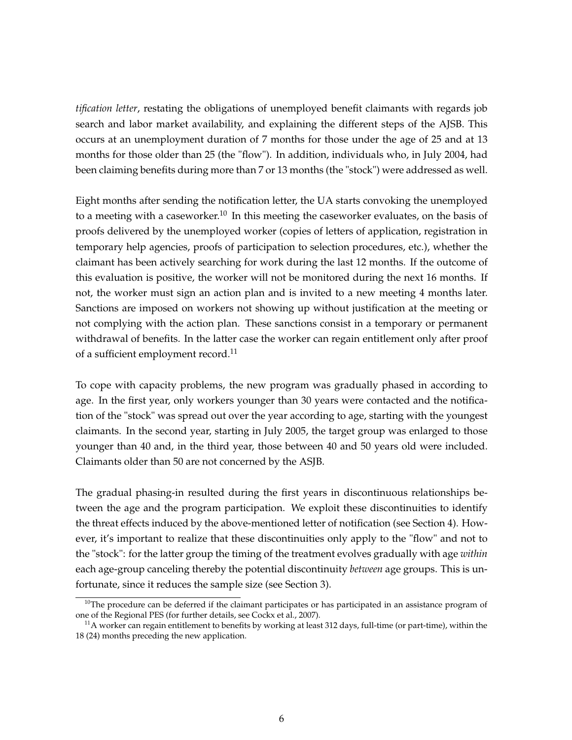*tification letter*, restating the obligations of unemployed benefit claimants with regards job search and labor market availability, and explaining the different steps of the AJSB. This occurs at an unemployment duration of 7 months for those under the age of 25 and at 13 months for those older than 25 (the "flow"). In addition, individuals who, in July 2004, had been claiming benefits during more than 7 or 13 months (the "stock") were addressed as well.

Eight months after sending the notification letter, the UA starts convoking the unemployed to a meeting with a caseworker.[10] In this meeting the caseworker evaluates, on the basis of proofs delivered by the unemployed worker (copies of letters of application, registration in temporary help agencies, proofs of participation to selection procedures, etc.), whether the claimant has been actively searching for work during the last 12 months. If the outcome of this evaluation is positive, the worker will not be monitored during the next 16 months. If not, the worker must sign an action plan and is invited to a new meeting 4 months later. Sanctions are imposed on workers not showing up without justification at the meeting or not complying with the action plan. These sanctions consist in a temporary or permanent withdrawal of benefits. In the latter case the worker can regain entitlement only after proof of a sufficient employment record.[11]

To cope with capacity problems, the new program was gradually phased in according to age. In the first year, only workers younger than 30 years were contacted and the notification of the "stock" was spread out over the year according to age, starting with the youngest claimants. In the second year, starting in July 2005, the target group was enlarged to those younger than 40 and, in the third year, those between 40 and 50 years old were included. Claimants older than 50 are not concerned by the ASJB.

The gradual phasing-in resulted during the first years in discontinuous relationships between the age and the program participation. We exploit these discontinuities to identify the threat effects induced by the above-mentioned letter of notification (see Section 4). However, it's important to realize that these discontinuities only apply to the "flow" and not to the "stock": for the latter group the timing of the treatment evolves gradually with age *within* each age-group canceling thereby the potential discontinuity *between* age groups. This is unfortunate, since it reduces the sample size (see Section 3).

[10] The procedure can be deferred if the claimant participates or has participated in an assistance program of one of the Regional PES (for further details, see Cockx et al., 2007).

[11] A worker can regain entitlement to benefits by working at least 312 days, full-time (or part-time), within the 18 (24) months preceding the new application.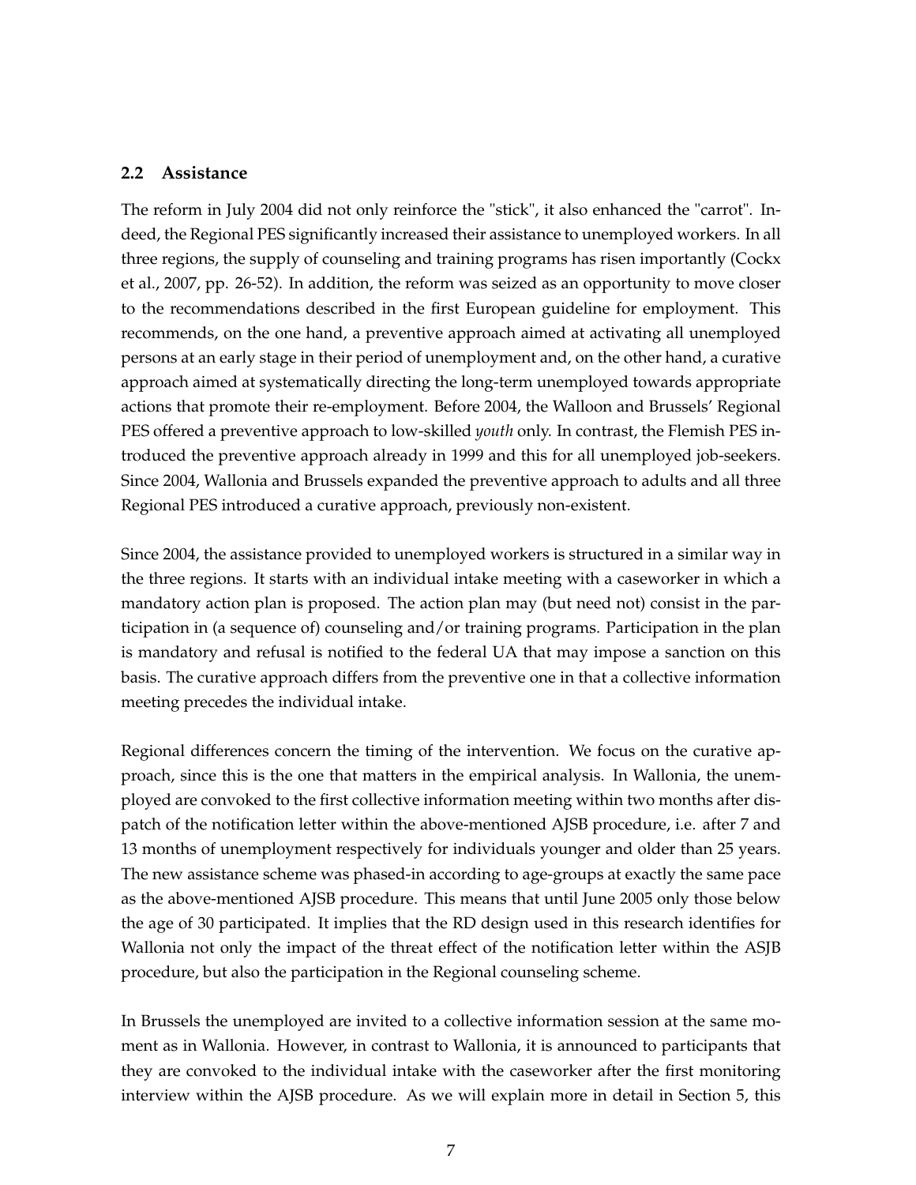### 2.2 Assistance

The reform in July 2004 did not only reinforce the "stick", it also enhanced the "carrot". Indeed, the Regional PES significantly increased their assistance to unemployed workers. In all three regions, the supply of counseling and training programs has risen importantly (Cockx et al., 2007, pp. 26-52). In addition, the reform was seized as an opportunity to move closer to the recommendations described in the first European guideline for employment. This recommends, on the one hand, a preventive approach aimed at activating all unemployed persons at an early stage in their period of unemployment and, on the other hand, a curative approach aimed at systematically directing the long-term unemployed towards appropriate actions that promote their re-employment. Before 2004, the Walloon and Brussels' Regional PES offered a preventive approach to low-skilled *youth* only. In contrast, the Flemish PES introduced the preventive approach already in 1999 and this for all unemployed job-seekers. Since 2004, Wallonia and Brussels expanded the preventive approach to adults and all three Regional PES introduced a curative approach, previously non-existent.

Since 2004, the assistance provided to unemployed workers is structured in a similar way in the three regions. It starts with an individual intake meeting with a caseworker in which a mandatory action plan is proposed. The action plan may (but need not) consist in the participation in (a sequence of) counseling and/or training programs. Participation in the plan is mandatory and refusal is notified to the federal UA that may impose a sanction on this basis. The curative approach differs from the preventive one in that a collective information meeting precedes the individual intake.

Regional differences concern the timing of the intervention. We focus on the curative approach, since this is the one that matters in the empirical analysis. In Wallonia, the unemployed are convoked to the first collective information meeting within two months after dispatch of the notification letter within the above-mentioned AJSB procedure, i.e. after 7 and 13 months of unemployment respectively for individuals younger and older than 25 years. The new assistance scheme was phased-in according to age-groups at exactly the same pace as the above-mentioned AJSB procedure. This means that until June 2005 only those below the age of 30 participated. It implies that the RD design used in this research identifies for Wallonia not only the impact of the threat effect of the notification letter within the ASJB procedure, but also the participation in the Regional counseling scheme.

In Brussels the unemployed are invited to a collective information session at the same moment as in Wallonia. However, in contrast to Wallonia, it is announced to participants that they are convoked to the individual intake with the caseworker after the first monitoring interview within the AJSB procedure. As we will explain more in detail in Section 5, this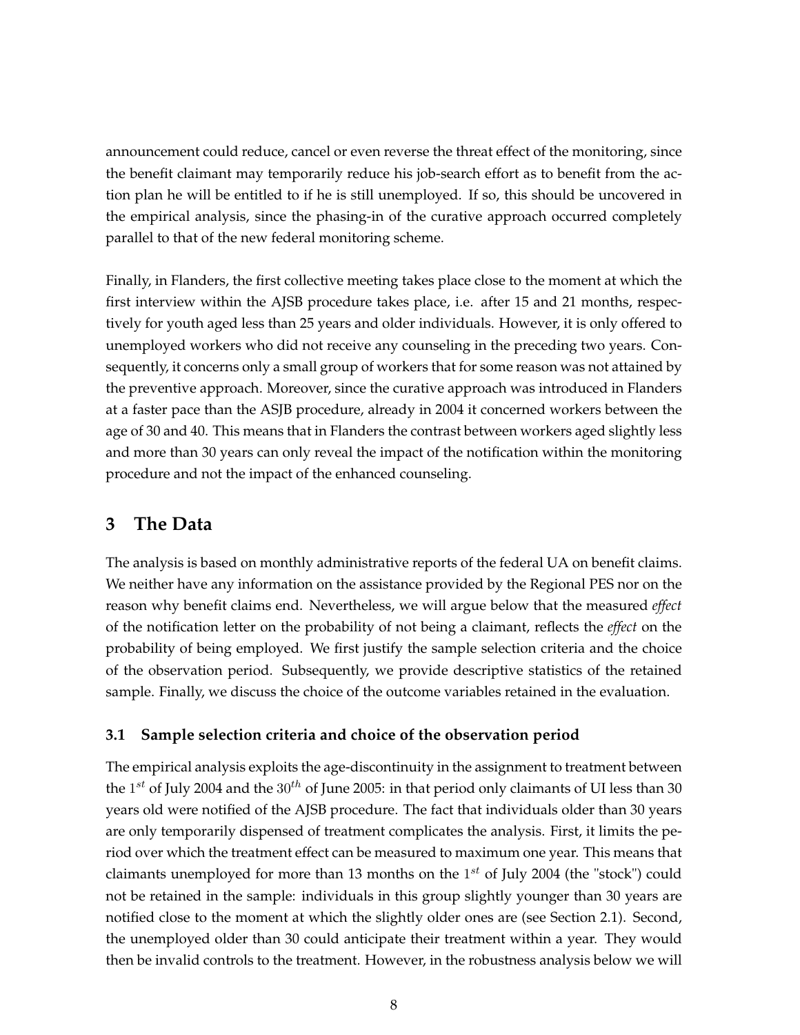announcement could reduce, cancel or even reverse the threat effect of the monitoring, since the benefit claimant may temporarily reduce his job-search effort as to benefit from the action plan he will be entitled to if he is still unemployed. If so, this should be uncovered in the empirical analysis, since the phasing-in of the curative approach occurred completely parallel to that of the new federal monitoring scheme.

Finally, in Flanders, the first collective meeting takes place close to the moment at which the first interview within the AJSB procedure takes place, i.e. after 15 and 21 months, respectively for youth aged less than 25 years and older individuals. However, it is only offered to unemployed workers who did not receive any counseling in the preceding two years. Consequently, it concerns only a small group of workers that for some reason was not attained by the preventive approach. Moreover, since the curative approach was introduced in Flanders at a faster pace than the ASJB procedure, already in 2004 it concerned workers between the age of 30 and 40. This means that in Flanders the contrast between workers aged slightly less and more than 30 years can only reveal the impact of the notification within the monitoring procedure and not the impact of the enhanced counseling.

## 3 The Data

The analysis is based on monthly administrative reports of the federal UA on benefit claims. We neither have any information on the assistance provided by the Regional PES nor on the reason why benefit claims end. Nevertheless, we will argue below that the measured *effect* of the notification letter on the probability of not being a claimant, reflects the *effect* on the probability of being employed. We first justify the sample selection criteria and the choice of the observation period. Subsequently, we provide descriptive statistics of the retained sample. Finally, we discuss the choice of the outcome variables retained in the evaluation.

### 3.1 Sample selection criteria and choice of the observation period

The empirical analysis exploits the age-discontinuity in the assignment to treatment between the $1^{st}$ of July 2004 and the $30^{th}$ of June 2005: in that period only claimants of UI less than 30 years old were notified of the AJSB procedure. The fact that individuals older than 30 years are only temporarily dispensed of treatment complicates the analysis. First, it limits the period over which the treatment effect can be measured to maximum one year. This means that claimants unemployed for more than 13 months on the $1^{st}$ of July 2004 (the "stock") could not be retained in the sample: individuals in this group slightly younger than 30 years are notified close to the moment at which the slightly older ones are (see Section 2.1). Second, the unemployed older than 30 could anticipate their treatment within a year. They would then be invalid controls to the treatment. However, in the robustness analysis below we will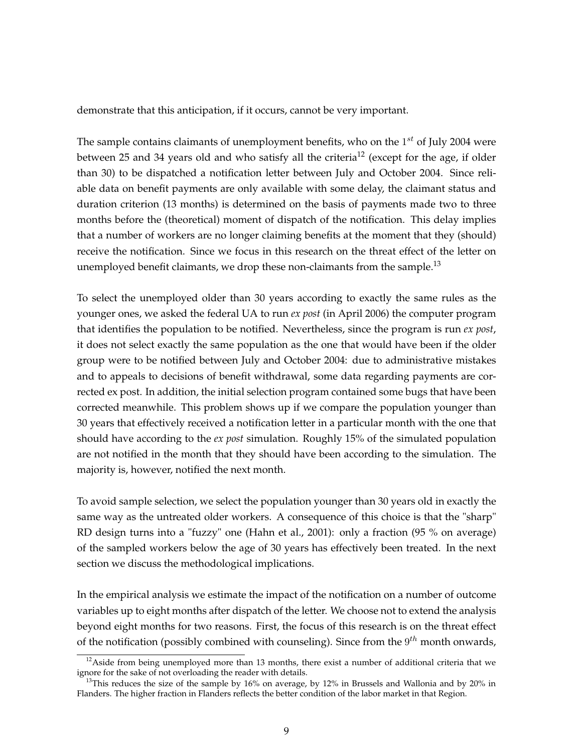demonstrate that this anticipation, if it occurs, cannot be very important.

The sample contains claimants of unemployment benefits, who on the $1^{st}$ of July 2004 were between 25 and 34 years old and who satisfy all the criteria[12] (except for the age, if older than 30) to be dispatched a notification letter between July and October 2004. Since reliable data on benefit payments are only available with some delay, the claimant status and duration criterion (13 months) is determined on the basis of payments made two to three months before the (theoretical) moment of dispatch of the notification. This delay implies that a number of workers are no longer claiming benefits at the moment that they (should) receive the notification. Since we focus in this research on the threat effect of the letter on unemployed benefit claimants, we drop these non-claimants from the sample.[13]

To select the unemployed older than 30 years according to exactly the same rules as the younger ones, we asked the federal UA to run *ex post* (in April 2006) the computer program that identifies the population to be notified. Nevertheless, since the program is run *ex post*, it does not select exactly the same population as the one that would have been if the older group were to be notified between July and October 2004: due to administrative mistakes and to appeals to decisions of benefit withdrawal, some data regarding payments are corrected ex post. In addition, the initial selection program contained some bugs that have been corrected meanwhile. This problem shows up if we compare the population younger than 30 years that effectively received a notification letter in a particular month with the one that should have according to the *ex post* simulation. Roughly 15% of the simulated population are not notified in the month that they should have been according to the simulation. The majority is, however, notified the next month.

To avoid sample selection, we select the population younger than 30 years old in exactly the same way as the untreated older workers. A consequence of this choice is that the "sharp" RD design turns into a "fuzzy" one (Hahn et al., 2001): only a fraction (95 % on average) of the sampled workers below the age of 30 years has effectively been treated. In the next section we discuss the methodological implications.

In the empirical analysis we estimate the impact of the notification on a number of outcome variables up to eight months after dispatch of the letter. We choose not to extend the analysis beyond eight months for two reasons. First, the focus of this research is on the threat effect of the notification (possibly combined with counseling). Since from the $9^{th}$ month onwards,

[12] Aside from being unemployed more than 13 months, there exist a number of additional criteria that we ignore for the sake of not overloading the reader with details.

[13] This reduces the size of the sample by 16% on average, by 12% in Brussels and Wallonia and by 20% in Flanders. The higher fraction in Flanders reflects the better condition of the labor market in that Region.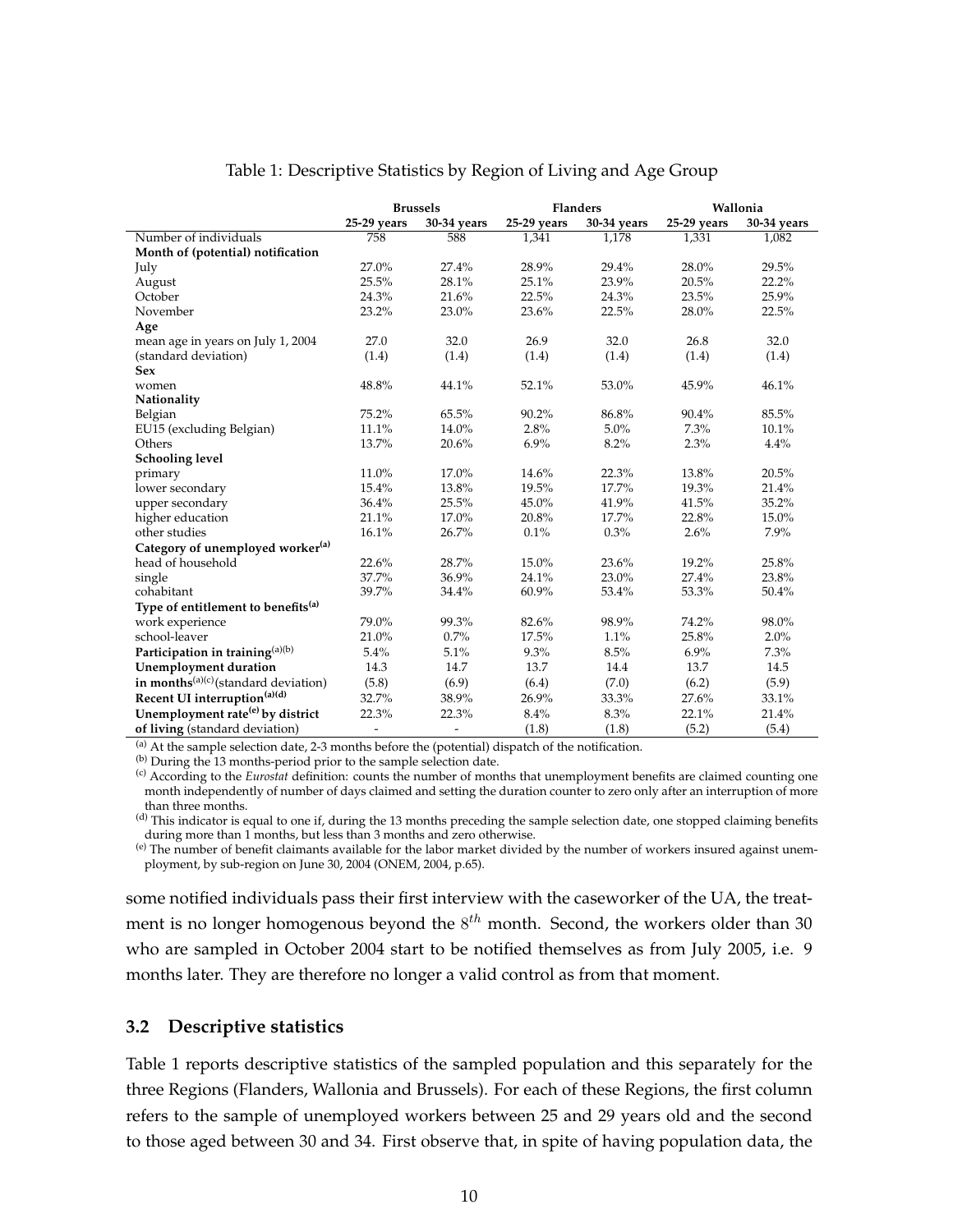Table 1: Descriptive Statistics by Region of Living and Age Group

| | Brussels | | Flanders | | Wallonia | |
|---|---|---|---|---|---|---|
| | 25-29 years | 30-34 years | 25-29 years | 30-34 years | 25-29 years | 30-34 years |
| Number of individuals | 758 | 588 | 1,341 | 1,178 | 1,331 | 1,082 |
| **Month of (potential) notification** | | | | | | |
| July | 27.0% | 27.4% | 28.9% | 29.4% | 28.0% | 29.5% |
| August | 25.5% | 28.1% | 25.1% | 23.9% | 20.5% | 22.2% |
| October | 24.3% | 21.6% | 22.5% | 24.3% | 23.5% | 25.9% |
| November | 23.2% | 23.0% | 23.6% | 22.5% | 28.0% | 22.5% |
| **Age** | | | | | | |
| mean age in years on July 1, 2004 | 27.0 | 32.0 | 26.9 | 32.0 | 26.8 | 32.0 |
| (standard deviation) | (1.4) | (1.4) | (1.4) | (1.4) | (1.4) | (1.4) |
| **Sex** | | | | | | |
| women | 48.8% | 44.1% | 52.1% | 53.0% | 45.9% | 46.1% |
| **Nationality** | | | | | | |
| Belgian | 75.2% | 65.5% | 90.2% | 86.8% | 90.4% | 85.5% |
| EU15 (excluding Belgian) | 11.1% | 14.0% | 2.8% | 5.0% | 7.3% | 10.1% |
| Others | 13.7% | 20.6% | 6.9% | 8.2% | 2.3% | 4.4% |
| **Schooling level** | | | | | | |
| primary | 11.0% | 17.0% | 14.6% | 22.3% | 13.8% | 20.5% |
| lower secondary | 15.4% | 13.8% | 19.5% | 17.7% | 19.3% | 21.4% |
| upper secondary | 36.4% | 25.5% | 45.0% | 41.9% | 41.5% | 35.2% |
| higher education | 21.1% | 17.0% | 20.8% | 17.7% | 22.8% | 15.0% |
| other studies | 16.1% | 26.7% | 0.1% | 0.3% | 2.6% | 7.9% |
| **Category of unemployed worker[(a)]** | | | | | | |
| head of household | 22.6% | 28.7% | 15.0% | 23.6% | 19.2% | 25.8% |
| single | 37.7% | 36.9% | 24.1% | 23.0% | 27.4% | 23.8% |
| cohabitant | 39.7% | 34.4% | 60.9% | 53.4% | 53.3% | 50.4% |
| **Type of entitlement to benefits[(a)]** | | | | | | |
| work experience | 79.0% | 99.3% | 82.6% | 98.9% | 74.2% | 98.0% |
| school-leaver | 21.0% | 0.7% | 17.5% | 1.1% | 25.8% | 2.0% |
| **Participation in training**[(a)(b)] | 5.4% | 5.1% | 9.3% | 8.5% | 6.9% | 7.3% |
| **Unemployment duration** | 14.3 | 14.7 | 13.7 | 14.4 | 13.7 | 14.5 |
| **in months**[(a)(c)](standard deviation) | (5.8) | (6.9) | (6.4) | (7.0) | (6.2) | (5.9) |
| **Recent UI interruption[(a)(d)]** | 32.7% | 38.9% | 26.9% | 33.3% | 27.6% | 33.1% |
| **Unemployment rate[(e)] by district** | 22.3% | 22.3% | 8.4% | 8.3% | 22.1% | 21.4% |
| **of living** (standard deviation) | - | - | (1.8) | (1.8) | (5.2) | (5.4) |

(a) At the sample selection date, 2-3 months before the (potential) dispatch of the notification.
(b) During the 13 months-period prior to the sample selection date.
(c) According to the *Eurostat* definition: counts the number of months that unemployment benefits are claimed counting one month independently of number of days claimed and setting the duration counter to zero only after an interruption of more than three months.
(d) This indicator is equal to one if, during the 13 months preceding the sample selection date, one stopped claiming benefits during more than 1 months, but less than 3 months and zero otherwise.
(e) The number of benefit claimants available for the labor market divided by the number of workers insured against unemployment, by sub-region on June 30, 2004 (ONEM, 2004, p.65).

some notified individuals pass their first interview with the caseworker of the UA, the treatment is no longer homogenous beyond the $8^{th}$ month. Second, the workers older than 30 who are sampled in October 2004 start to be notified themselves as from July 2005, i.e. 9 months later. They are therefore no longer a valid control as from that moment.

### 3.2 Descriptive statistics

Table 1 reports descriptive statistics of the sampled population and this separately for the three Regions (Flanders, Wallonia and Brussels). For each of these Regions, the first column refers to the sample of unemployed workers between 25 and 29 years old and the second to those aged between 30 and 34. First observe that, in spite of having population data, the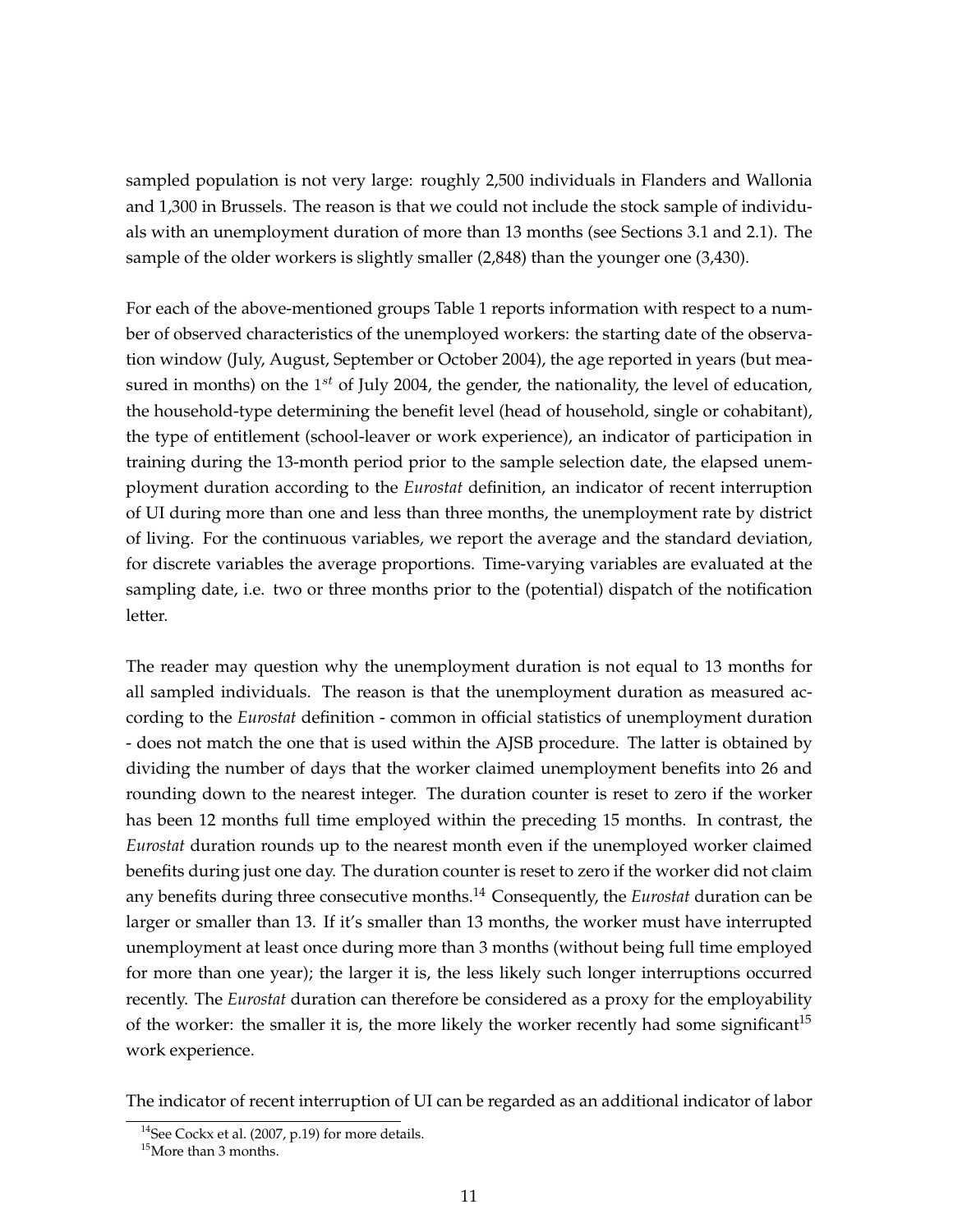sampled population is not very large: roughly 2,500 individuals in Flanders and Wallonia and 1,300 in Brussels. The reason is that we could not include the stock sample of individuals with an unemployment duration of more than 13 months (see Sections 3.1 and 2.1). The sample of the older workers is slightly smaller (2,848) than the younger one (3,430).

For each of the above-mentioned groups Table 1 reports information with respect to a number of observed characteristics of the unemployed workers: the starting date of the observation window (July, August, September or October 2004), the age reported in years (but measured in months) on the $1^{st}$ of July 2004, the gender, the nationality, the level of education, the household-type determining the benefit level (head of household, single or cohabitant), the type of entitlement (school-leaver or work experience), an indicator of participation in training during the 13-month period prior to the sample selection date, the elapsed unemployment duration according to the *Eurostat* definition, an indicator of recent interruption of UI during more than one and less than three months, the unemployment rate by district of living. For the continuous variables, we report the average and the standard deviation, for discrete variables the average proportions. Time-varying variables are evaluated at the sampling date, i.e. two or three months prior to the (potential) dispatch of the notification letter.

The reader may question why the unemployment duration is not equal to 13 months for all sampled individuals. The reason is that the unemployment duration as measured according to the *Eurostat* definition - common in official statistics of unemployment duration - does not match the one that is used within the AJSB procedure. The latter is obtained by dividing the number of days that the worker claimed unemployment benefits into 26 and rounding down to the nearest integer. The duration counter is reset to zero if the worker has been 12 months full time employed within the preceding 15 months. In contrast, the *Eurostat* duration rounds up to the nearest month even if the unemployed worker claimed benefits during just one day. The duration counter is reset to zero if the worker did not claim any benefits during three consecutive months.[14] Consequently, the *Eurostat* duration can be larger or smaller than 13. If it's smaller than 13 months, the worker must have interrupted unemployment at least once during more than 3 months (without being full time employed for more than one year); the larger it is, the less likely such longer interruptions occurred recently. The *Eurostat* duration can therefore be considered as a proxy for the employability of the worker: the smaller it is, the more likely the worker recently had some significant[15] work experience.

The indicator of recent interruption of UI can be regarded as an additional indicator of labor

[14] See Cockx et al. (2007, p.19) for more details.

[15] More than 3 months.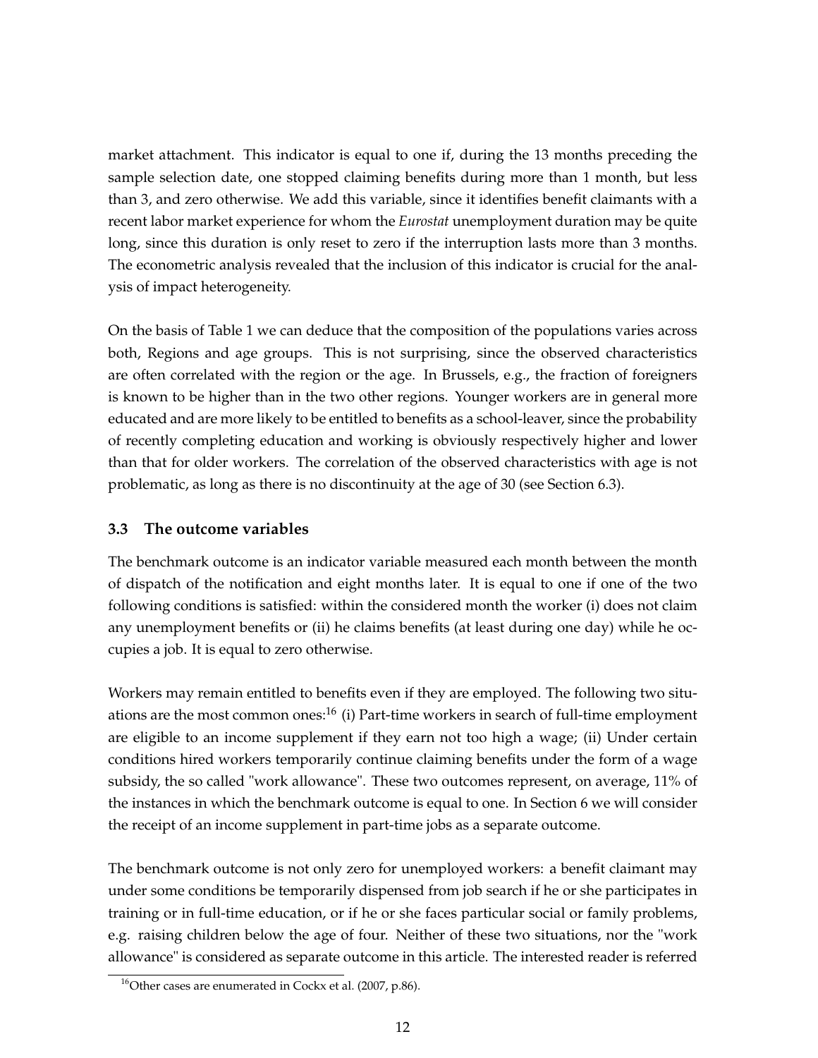market attachment. This indicator is equal to one if, during the 13 months preceding the sample selection date, one stopped claiming benefits during more than 1 month, but less than 3, and zero otherwise. We add this variable, since it identifies benefit claimants with a recent labor market experience for whom the *Eurostat* unemployment duration may be quite long, since this duration is only reset to zero if the interruption lasts more than 3 months. The econometric analysis revealed that the inclusion of this indicator is crucial for the analysis of impact heterogeneity.

On the basis of Table 1 we can deduce that the composition of the populations varies across both, Regions and age groups. This is not surprising, since the observed characteristics are often correlated with the region or the age. In Brussels, e.g., the fraction of foreigners is known to be higher than in the two other regions. Younger workers are in general more educated and are more likely to be entitled to benefits as a school-leaver, since the probability of recently completing education and working is obviously respectively higher and lower than that for older workers. The correlation of the observed characteristics with age is not problematic, as long as there is no discontinuity at the age of 30 (see Section 6.3).

### 3.3 The outcome variables

The benchmark outcome is an indicator variable measured each month between the month of dispatch of the notification and eight months later. It is equal to one if one of the two following conditions is satisfied: within the considered month the worker (i) does not claim any unemployment benefits or (ii) he claims benefits (at least during one day) while he occupies a job. It is equal to zero otherwise.

Workers may remain entitled to benefits even if they are employed. The following two situations are the most common ones:[16] (i) Part-time workers in search of full-time employment are eligible to an income supplement if they earn not too high a wage; (ii) Under certain conditions hired workers temporarily continue claiming benefits under the form of a wage subsidy, the so called "work allowance". These two outcomes represent, on average, 11% of the instances in which the benchmark outcome is equal to one. In Section 6 we will consider the receipt of an income supplement in part-time jobs as a separate outcome.

The benchmark outcome is not only zero for unemployed workers: a benefit claimant may under some conditions be temporarily dispensed from job search if he or she participates in training or in full-time education, or if he or she faces particular social or family problems, e.g. raising children below the age of four. Neither of these two situations, nor the "work allowance" is considered as separate outcome in this article. The interested reader is referred

[16] Other cases are enumerated in Cockx et al. (2007, p.86).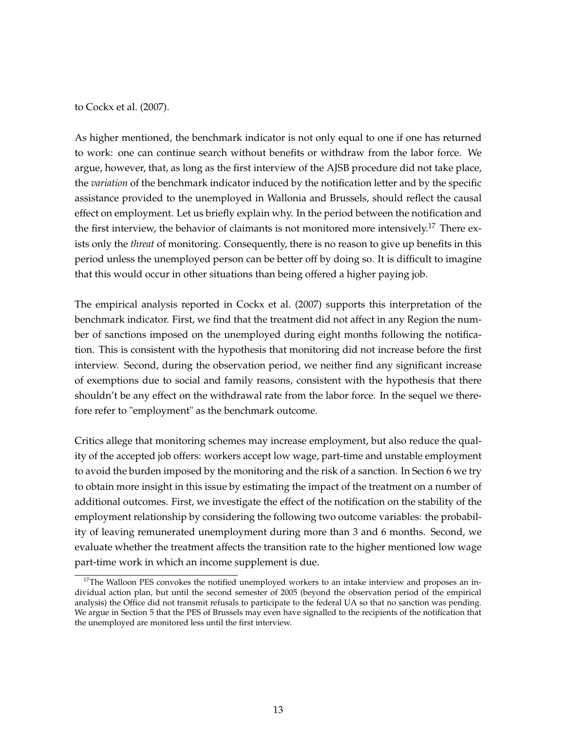to Cockx et al. (2007).

As higher mentioned, the benchmark indicator is not only equal to one if one has returned to work: one can continue search without benefits or withdraw from the labor force. We argue, however, that, as long as the first interview of the AJSB procedure did not take place, the *variation* of the benchmark indicator induced by the notification letter and by the specific assistance provided to the unemployed in Wallonia and Brussels, should reflect the causal effect on employment. Let us briefly explain why. In the period between the notification and the first interview, the behavior of claimants is not monitored more intensively.[17] There exists only the *threat* of monitoring. Consequently, there is no reason to give up benefits in this period unless the unemployed person can be better off by doing so. It is difficult to imagine that this would occur in other situations than being offered a higher paying job.

The empirical analysis reported in Cockx et al. (2007) supports this interpretation of the benchmark indicator. First, we find that the treatment did not affect in any Region the number of sanctions imposed on the unemployed during eight months following the notification. This is consistent with the hypothesis that monitoring did not increase before the first interview. Second, during the observation period, we neither find any significant increase of exemptions due to social and family reasons, consistent with the hypothesis that there shouldn't be any effect on the withdrawal rate from the labor force. In the sequel we therefore refer to "employment" as the benchmark outcome.

Critics allege that monitoring schemes may increase employment, but also reduce the quality of the accepted job offers: workers accept low wage, part-time and unstable employment to avoid the burden imposed by the monitoring and the risk of a sanction. In Section 6 we try to obtain more insight in this issue by estimating the impact of the treatment on a number of additional outcomes. First, we investigate the effect of the notification on the stability of the employment relationship by considering the following two outcome variables: the probability of leaving remunerated unemployment during more than 3 and 6 months. Second, we evaluate whether the treatment affects the transition rate to the higher mentioned low wage part-time work in which an income supplement is due.

[17]The Walloon PES convokes the notified unemployed workers to an intake interview and proposes an individual action plan, but until the second semester of 2005 (beyond the observation period of the empirical analysis) the Office did not transmit refusals to participate to the federal UA so that no sanction was pending. We argue in Section 5 that the PES of Brussels may even have signalled to the recipients of the notification that the unemployed are monitored less until the first interview.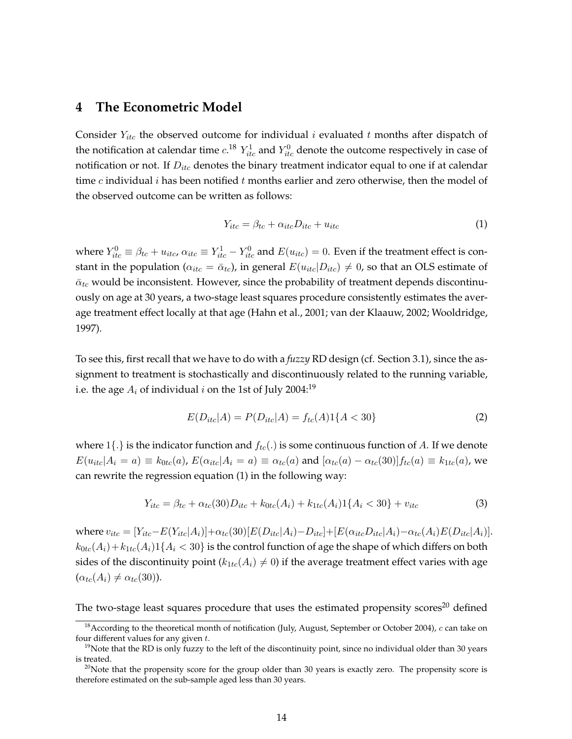## 4 The Econometric Model

Consider $Y_{itc}$ the observed outcome for individual $i$ evaluated $t$ months after dispatch of the notification at calendar time $c$.[18] $Y^1_{itc}$ and $Y^0_{itc}$ denote the outcome respectively in case of notification or not. If $D_{itc}$ denotes the binary treatment indicator equal to one if at calendar time $c$ individual $i$ has been notified $t$ months earlier and zero otherwise, then the model of the observed outcome can be written as follows:

$$Y_{itc} = \beta_{tc} + \alpha_{itc} D_{itc} + u_{itc} \tag{1}$$

where $Y^0_{itc} \equiv \beta_{tc} + u_{itc}$, $\alpha_{itc} \equiv Y^1_{itc} - Y^0_{itc}$ and $E(u_{itc}) = 0$. Even if the treatment effect is constant in the population ($\alpha_{itc} = \bar{\alpha}_{tc}$), in general $E(u_{itc}|D_{itc}) \neq 0$, so that an OLS estimate of $\bar{\alpha}_{tc}$ would be inconsistent. However, since the probability of treatment depends discontinuously on age at 30 years, a two-stage least squares procedure consistently estimates the average treatment effect locally at that age (Hahn et al., 2001; van der Klaauw, 2002; Wooldridge, 1997).

To see this, first recall that we have to do with a *fuzzy* RD design (cf. Section 3.1), since the assignment to treatment is stochastically and discontinuously related to the running variable, i.e. the age $A_i$ of individual $i$ on the 1st of July 2004:[19]

$$E(D_{itc}|A) = P(D_{itc}|A) = f_{tc}(A)1\{A < 30\} \tag{2}$$

where $1\{.\}$ is the indicator function and $f_{tc}(.)$ is some continuous function of $A$. If we denote $E(u_{itc}|A_i = a) \equiv k_{0tc}(a)$, $E(\alpha_{itc}|A_i = a) \equiv \alpha_{tc}(a)$ and $[\alpha_{tc}(a) - \alpha_{tc}(30)]f_{tc}(a) \equiv k_{1tc}(a)$, we can rewrite the regression equation (1) in the following way:

$$Y_{itc} = \beta_{tc} + \alpha_{tc}(30)D_{itc} + k_{0tc}(A_i) + k_{1tc}(A_i)1\{A_i < 30\} + v_{itc} \tag{3}$$

where $v_{itc} = [Y_{itc} - E(Y_{itc}|A_i)] + \alpha_{tc}(30)[E(D_{itc}|A_i) - D_{itc}] + [E(\alpha_{itc}D_{itc}|A_i) - \alpha_{tc}(A_i)E(D_{itc}|A_i)]$. $k_{0tc}(A_i) + k_{1tc}(A_i)1\{A_i < 30\}$ is the control function of age the shape of which differs on both sides of the discontinuity point ($k_{1tc}(A_i) \neq 0$) if the average treatment effect varies with age ($\alpha_{tc}(A_i) \neq \alpha_{tc}(30)$).

The two-stage least squares procedure that uses the estimated propensity scores[20] defined

[18] According to the theoretical month of notification (July, August, September or October 2004), $c$ can take on four different values for any given $t$.

[19] Note that the RD is only fuzzy to the left of the discontinuity point, since no individual older than 30 years is treated.

[20] Note that the propensity score for the group older than 30 years is exactly zero. The propensity score is therefore estimated on the sub-sample aged less than 30 years.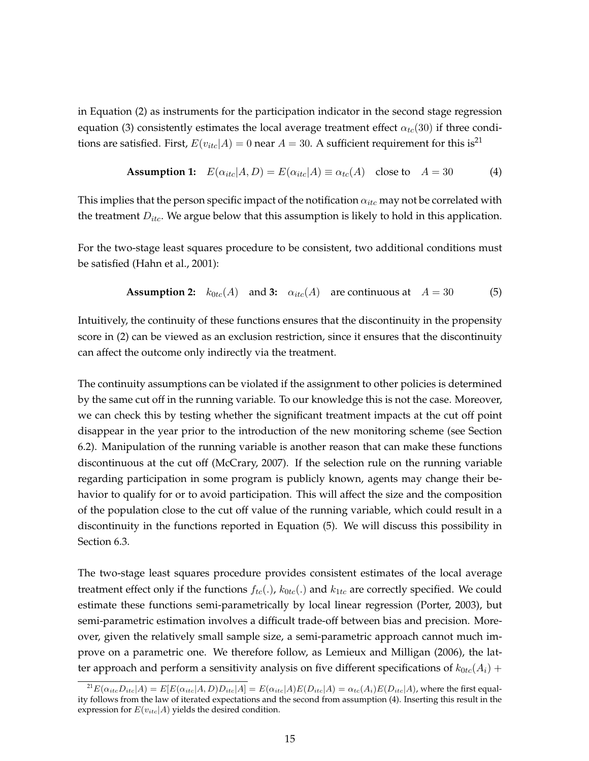in Equation (2) as instruments for the participation indicator in the second stage regression equation (3) consistently estimates the local average treatment effect $\alpha_{tc}(30)$ if three conditions are satisfied. First, $E(v_{itc}|A) = 0$ near $A = 30$. A sufficient requirement for this is[21]

$$\textbf{Assumption 1:} \quad E(\alpha_{itc}|A, D) = E(\alpha_{itc}|A) \equiv \alpha_{tc}(A) \quad \text{close to} \quad A = 30 \tag{4}$$

This implies that the person specific impact of the notification $\alpha_{itc}$ may not be correlated with the treatment $D_{itc}$. We argue below that this assumption is likely to hold in this application.

For the two-stage least squares procedure to be consistent, two additional conditions must be satisfied (Hahn et al., 2001):

$$\textbf{Assumption 2:} \quad k_{0tc}(A) \quad \text{and } \textbf{3:} \quad \alpha_{itc}(A) \quad \text{are continuous at} \quad A = 30 \tag{5}$$

Intuitively, the continuity of these functions ensures that the discontinuity in the propensity score in (2) can be viewed as an exclusion restriction, since it ensures that the discontinuity can affect the outcome only indirectly via the treatment.

The continuity assumptions can be violated if the assignment to other policies is determined by the same cut off in the running variable. To our knowledge this is not the case. Moreover, we can check this by testing whether the significant treatment impacts at the cut off point disappear in the year prior to the introduction of the new monitoring scheme (see Section 6.2). Manipulation of the running variable is another reason that can make these functions discontinuous at the cut off (McCrary, 2007). If the selection rule on the running variable regarding participation in some program is publicly known, agents may change their behavior to qualify for or to avoid participation. This will affect the size and the composition of the population close to the cut off value of the running variable, which could result in a discontinuity in the functions reported in Equation (5). We will discuss this possibility in Section 6.3.

The two-stage least squares procedure provides consistent estimates of the local average treatment effect only if the functions $f_{tc}(.)$, $k_{0tc}(.)$ and $k_{1tc}$ are correctly specified. We could estimate these functions semi-parametrically by local linear regression (Porter, 2003), but semi-parametric estimation involves a difficult trade-off between bias and precision. Moreover, given the relatively small sample size, a semi-parametric approach cannot much improve on a parametric one. We therefore follow, as Lemieux and Milligan (2006), the latter approach and perform a sensitivity analysis on five different specifications of $k_{0tc}(A_i) +$

[21] $E(\alpha_{itc}D_{itc}|A) = E[E(\alpha_{itc}|A, D)D_{itc}|A] = E(\alpha_{itc}|A)E(D_{itc}|A) = \alpha_{tc}(A_i)E(D_{itc}|A)$, where the first equality follows from the law of iterated expectations and the second from assumption (4). Inserting this result in the expression for $E(v_{itc}|A)$ yields the desired condition.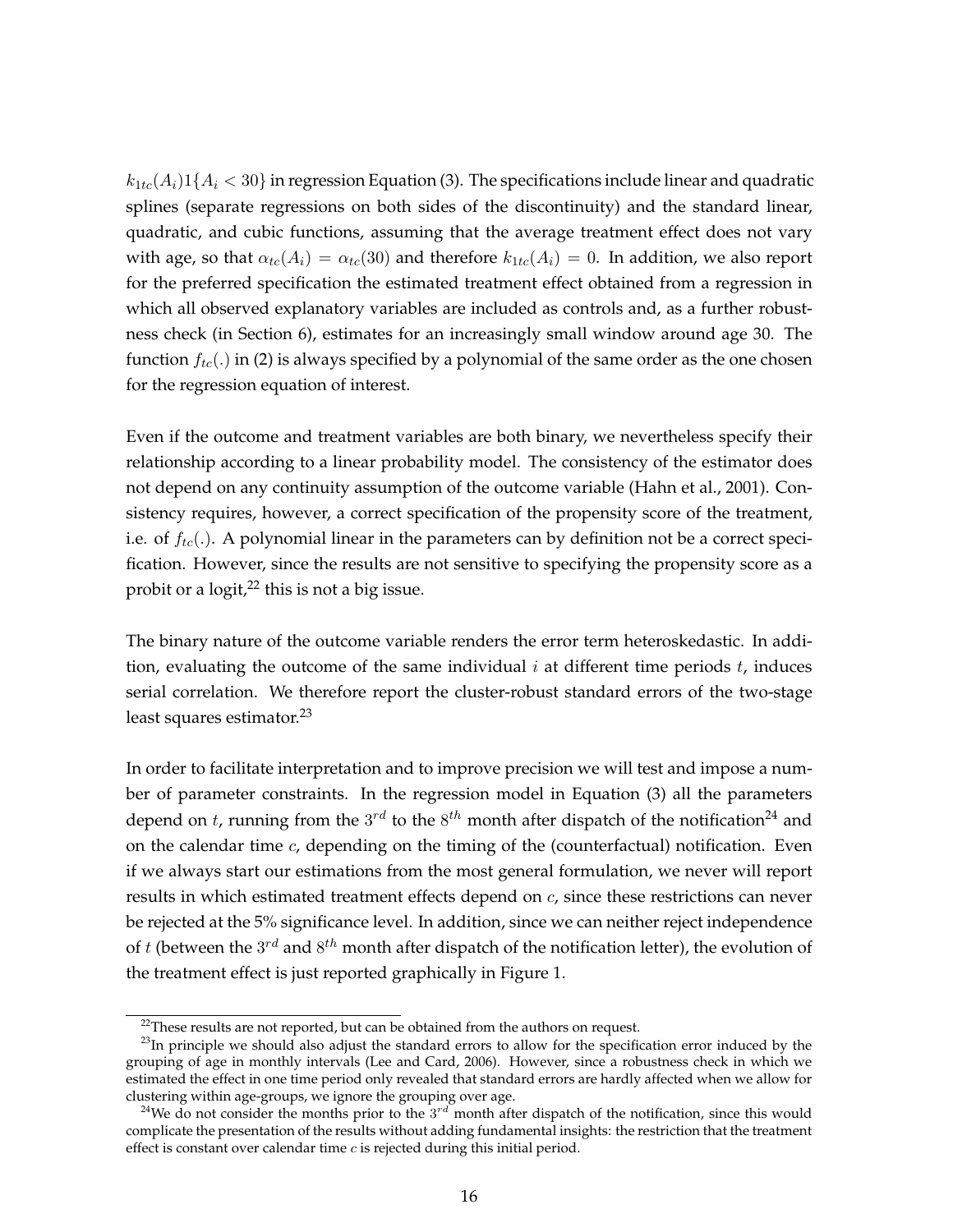$k_{1tc}(A_i)1\{A_i < 30\}$ in regression Equation (3). The specifications include linear and quadratic splines (separate regressions on both sides of the discontinuity) and the standard linear, quadratic, and cubic functions, assuming that the average treatment effect does not vary with age, so that $\alpha_{tc}(A_i) = \alpha_{tc}(30)$ and therefore $k_{1tc}(A_i) = 0$. In addition, we also report for the preferred specification the estimated treatment effect obtained from a regression in which all observed explanatory variables are included as controls and, as a further robustness check (in Section 6), estimates for an increasingly small window around age 30. The function $f_{tc}(.)$ in (2) is always specified by a polynomial of the same order as the one chosen for the regression equation of interest.

Even if the outcome and treatment variables are both binary, we nevertheless specify their relationship according to a linear probability model. The consistency of the estimator does not depend on any continuity assumption of the outcome variable (Hahn et al., 2001). Consistency requires, however, a correct specification of the propensity score of the treatment, i.e. of $f_{tc}(.)$. A polynomial linear in the parameters can by definition not be a correct specification. However, since the results are not sensitive to specifying the propensity score as a probit or a logit,[22] this is not a big issue.

The binary nature of the outcome variable renders the error term heteroskedastic. In addition, evaluating the outcome of the same individual $i$ at different time periods $t$, induces serial correlation. We therefore report the cluster-robust standard errors of the two-stage least squares estimator.[23]

In order to facilitate interpretation and to improve precision we will test and impose a number of parameter constraints. In the regression model in Equation (3) all the parameters depend on $t$, running from the $3^{rd}$ to the $8^{th}$ month after dispatch of the notification[24] and on the calendar time $c$, depending on the timing of the (counterfactual) notification. Even if we always start our estimations from the most general formulation, we never will report results in which estimated treatment effects depend on $c$, since these restrictions can never be rejected at the 5% significance level. In addition, since we can neither reject independence of $t$ (between the $3^{rd}$ and $8^{th}$ month after dispatch of the notification letter), the evolution of the treatment effect is just reported graphically in Figure 1.

[22] These results are not reported, but can be obtained from the authors on request.

[23] In principle we should also adjust the standard errors to allow for the specification error induced by the grouping of age in monthly intervals (Lee and Card, 2006). However, since a robustness check in which we estimated the effect in one time period only revealed that standard errors are hardly affected when we allow for clustering within age-groups, we ignore the grouping over age.

[24] We do not consider the months prior to the $3^{rd}$ month after dispatch of the notification, since this would complicate the presentation of the results without adding fundamental insights: the restriction that the treatment effect is constant over calendar time $c$ is rejected during this initial period.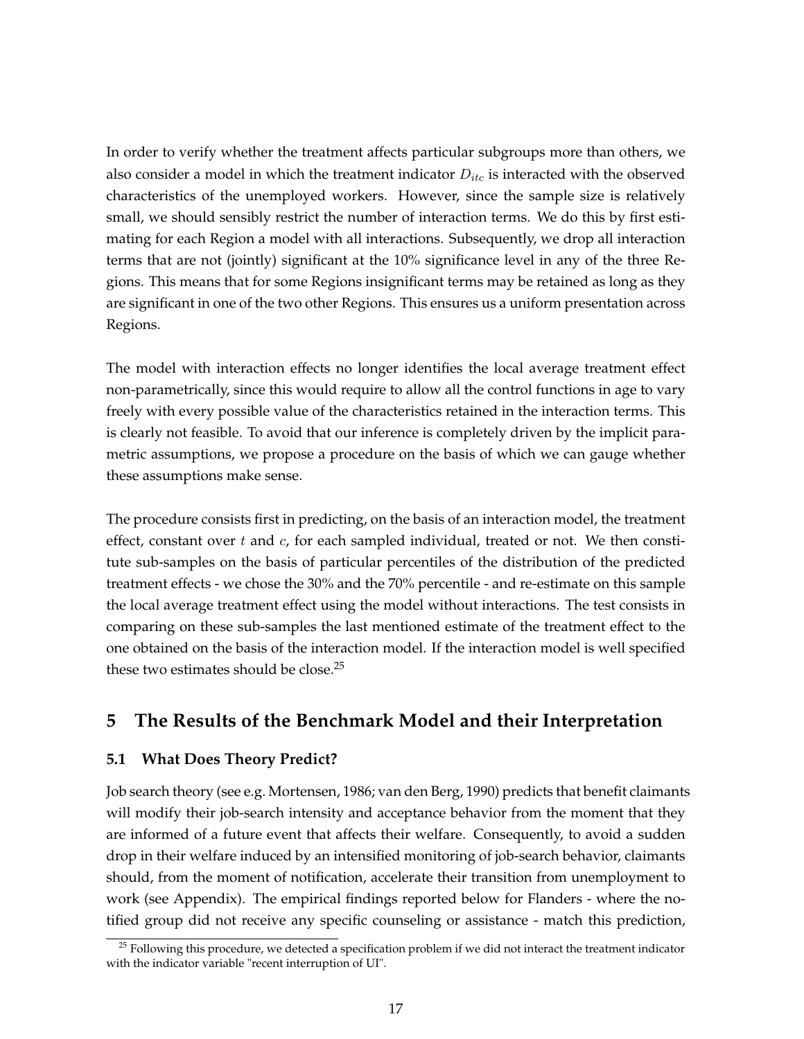In order to verify whether the treatment affects particular subgroups more than others, we also consider a model in which the treatment indicator $D_{itc}$ is interacted with the observed characteristics of the unemployed workers. However, since the sample size is relatively small, we should sensibly restrict the number of interaction terms. We do this by first estimating for each Region a model with all interactions. Subsequently, we drop all interaction terms that are not (jointly) significant at the 10% significance level in any of the three Regions. This means that for some Regions insignificant terms may be retained as long as they are significant in one of the two other Regions. This ensures us a uniform presentation across Regions.

The model with interaction effects no longer identifies the local average treatment effect non-parametrically, since this would require to allow all the control functions in age to vary freely with every possible value of the characteristics retained in the interaction terms. This is clearly not feasible. To avoid that our inference is completely driven by the implicit parametric assumptions, we propose a procedure on the basis of which we can gauge whether these assumptions make sense.

The procedure consists first in predicting, on the basis of an interaction model, the treatment effect, constant over $t$ and $c$, for each sampled individual, treated or not. We then constitute sub-samples on the basis of particular percentiles of the distribution of the predicted treatment effects - we chose the 30% and the 70% percentile - and re-estimate on this sample the local average treatment effect using the model without interactions. The test consists in comparing on these sub-samples the last mentioned estimate of the treatment effect to the one obtained on the basis of the interaction model. If the interaction model is well specified these two estimates should be close.[25]

# 5 The Results of the Benchmark Model and their Interpretation

## 5.1 What Does Theory Predict?

Job search theory (see e.g. Mortensen, 1986; van den Berg, 1990) predicts that benefit claimants will modify their job-search intensity and acceptance behavior from the moment that they are informed of a future event that affects their welfare. Consequently, to avoid a sudden drop in their welfare induced by an intensified monitoring of job-search behavior, claimants should, from the moment of notification, accelerate their transition from unemployment to work (see Appendix). The empirical findings reported below for Flanders - where the notified group did not receive any specific counseling or assistance - match this prediction,

[25] Following this procedure, we detected a specification problem if we did not interact the treatment indicator with the indicator variable "recent interruption of UI".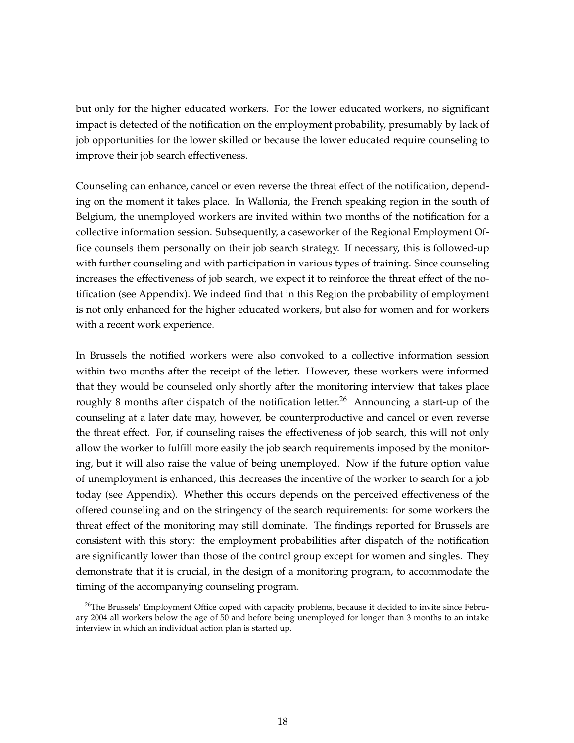but only for the higher educated workers. For the lower educated workers, no significant impact is detected of the notification on the employment probability, presumably by lack of job opportunities for the lower skilled or because the lower educated require counseling to improve their job search effectiveness.

Counseling can enhance, cancel or even reverse the threat effect of the notification, depending on the moment it takes place. In Wallonia, the French speaking region in the south of Belgium, the unemployed workers are invited within two months of the notification for a collective information session. Subsequently, a caseworker of the Regional Employment Office counsels them personally on their job search strategy. If necessary, this is followed-up with further counseling and with participation in various types of training. Since counseling increases the effectiveness of job search, we expect it to reinforce the threat effect of the notification (see Appendix). We indeed find that in this Region the probability of employment is not only enhanced for the higher educated workers, but also for women and for workers with a recent work experience.

In Brussels the notified workers were also convoked to a collective information session within two months after the receipt of the letter. However, these workers were informed that they would be counseled only shortly after the monitoring interview that takes place roughly 8 months after dispatch of the notification letter.[26] Announcing a start-up of the counseling at a later date may, however, be counterproductive and cancel or even reverse the threat effect. For, if counseling raises the effectiveness of job search, this will not only allow the worker to fulfill more easily the job search requirements imposed by the monitoring, but it will also raise the value of being unemployed. Now if the future option value of unemployment is enhanced, this decreases the incentive of the worker to search for a job today (see Appendix). Whether this occurs depends on the perceived effectiveness of the offered counseling and on the stringency of the search requirements: for some workers the threat effect of the monitoring may still dominate. The findings reported for Brussels are consistent with this story: the employment probabilities after dispatch of the notification are significantly lower than those of the control group except for women and singles. They demonstrate that it is crucial, in the design of a monitoring program, to accommodate the timing of the accompanying counseling program.

[26] The Brussels' Employment Office coped with capacity problems, because it decided to invite since February 2004 all workers below the age of 50 and before being unemployed for longer than 3 months to an intake interview in which an individual action plan is started up.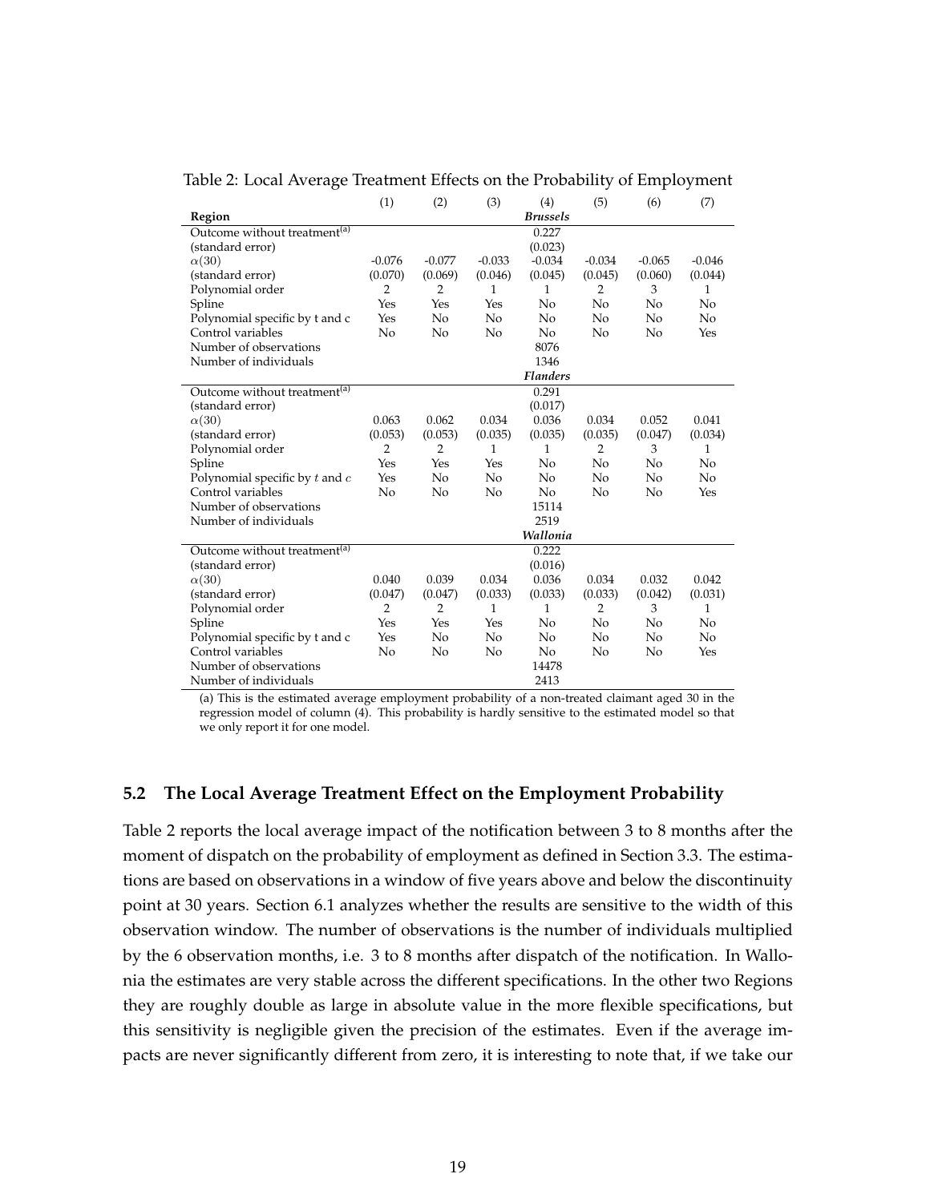Table 2: Local Average Treatment Effects on the Probability of Employment

| | (1) | (2) | (3) | (4) | (5) | (6) | (7) |
|---|---|---|---|---|---|---|---|
| **Region** | | | | ***Brussels*** | | | |
| Outcome without treatment[(a)] | | | | 0.227 | | | |
| (standard error) | | | | (0.023) | | | |
| $\alpha(30)$ | -0.076 | -0.077 | -0.033 | -0.034 | -0.034 | -0.065 | -0.046 |
| (standard error) | (0.070) | (0.069) | (0.046) | (0.045) | (0.045) | (0.060) | (0.044) |
| Polynomial order | 2 | 2 | 1 | 1 | 2 | 3 | 1 |
| Spline | Yes | Yes | Yes | No | No | No | No |
| Polynomial specific by t and c | Yes | No | No | No | No | No | No |
| Control variables | No | No | No | No | No | No | Yes |
| Number of observations | | | | 8076 | | | |
| Number of individuals | | | | 1346 | | | |
| | | | | ***Flanders*** | | | |
| Outcome without treatment[(a)] | | | | 0.291 | | | |
| (standard error) | | | | (0.017) | | | |
| $\alpha(30)$ | 0.063 | 0.062 | 0.034 | 0.036 | 0.034 | 0.052 | 0.041 |
| (standard error) | (0.053) | (0.053) | (0.035) | (0.035) | (0.035) | (0.047) | (0.034) |
| Polynomial order | 2 | 2 | 1 | 1 | 2 | 3 | 1 |
| Spline | Yes | Yes | Yes | No | No | No | No |
| Polynomial specific by $t$ and $c$ | Yes | No | No | No | No | No | No |
| Control variables | No | No | No | No | No | No | Yes |
| Number of observations | | | | 15114 | | | |
| Number of individuals | | | | 2519 | | | |
| | | | | ***Wallonia*** | | | |
| Outcome without treatment[(a)] | | | | 0.222 | | | |
| (standard error) | | | | (0.016) | | | |
| $\alpha(30)$ | 0.040 | 0.039 | 0.034 | 0.036 | 0.034 | 0.032 | 0.042 |
| (standard error) | (0.047) | (0.047) | (0.033) | (0.033) | (0.033) | (0.042) | (0.031) |
| Polynomial order | 2 | 2 | 1 | 1 | 2 | 3 | 1 |
| Spline | Yes | Yes | Yes | No | No | No | No |
| Polynomial specific by t and c | Yes | No | No | No | No | No | No |
| Control variables | No | No | No | No | No | No | Yes |
| Number of observations | | | | 14478 | | | |
| Number of individuals | | | | 2413 | | | |

(a) This is the estimated average employment probability of a non-treated claimant aged 30 in the regression model of column (4). This probability is hardly sensitive to the estimated model so that we only report it for one model.

### 5.2 The Local Average Treatment Effect on the Employment Probability

Table 2 reports the local average impact of the notification between 3 to 8 months after the moment of dispatch on the probability of employment as defined in Section 3.3. The estimations are based on observations in a window of five years above and below the discontinuity point at 30 years. Section 6.1 analyzes whether the results are sensitive to the width of this observation window. The number of observations is the number of individuals multiplied by the 6 observation months, i.e. 3 to 8 months after dispatch of the notification. In Wallonia the estimates are very stable across the different specifications. In the other two Regions they are roughly double as large in absolute value in the more flexible specifications, but this sensitivity is negligible given the precision of the estimates. Even if the average impacts are never significantly different from zero, it is interesting to note that, if we take our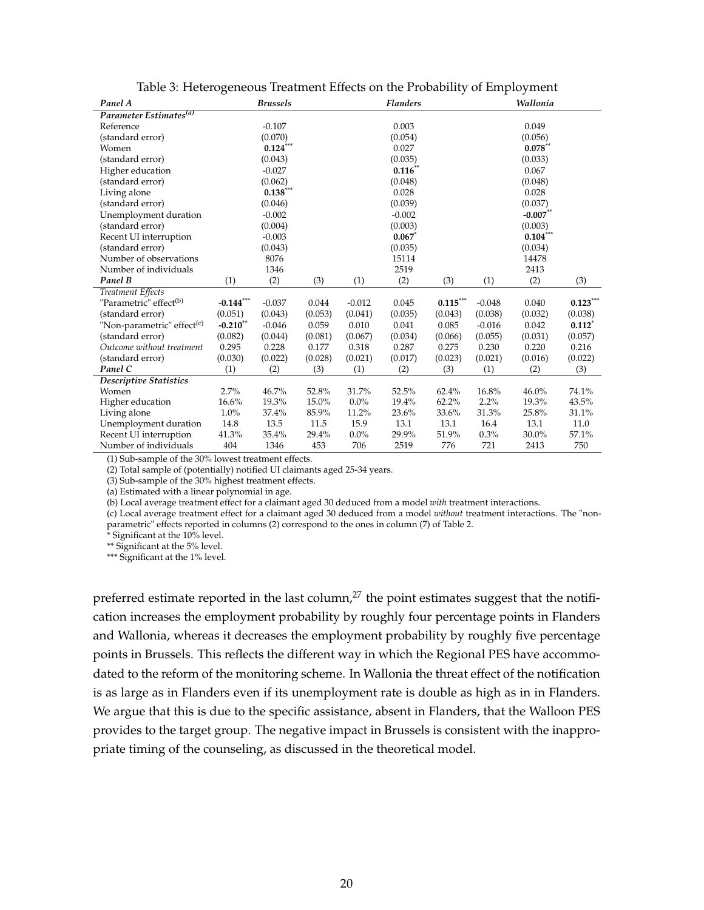Table 3: Heterogeneous Treatment Effects on the Probability of Employment

| *Panel A* | | *Brussels* | | | *Flanders* | | | *Wallonia* | |
|---|---|---|---|---|---|---|---|---|---|
| ***Parameter Estimates***$^{(a)}$ | | | | | | | | | |
| Reference | | -0.107 | | | 0.003 | | | 0.049 | |
| (standard error) | | (0.070) | | | (0.054) | | | (0.056) | |
| Women | | **0.124**$^{***}$ | | | 0.027 | | | **0.078**$^{**}$ | |
| (standard error) | | (0.043) | | | (0.035) | | | (0.033) | |
| Higher education | | -0.027 | | | **0.116**$^{**}$ | | | 0.067 | |
| (standard error) | | (0.062) | | | (0.048) | | | (0.048) | |
| Living alone | | **0.138**$^{***}$ | | | 0.028 | | | 0.028 | |
| (standard error) | | (0.046) | | | (0.039) | | | (0.037) | |
| Unemployment duration | | -0.002 | | | -0.002 | | | **-0.007**$^{**}$ | |
| (standard error) | | (0.004) | | | (0.003) | | | (0.003) | |
| Recent UI interruption | | -0.003 | | | **0.067**$^{*}$ | | | **0.104**$^{***}$ | |
| (standard error) | | (0.043) | | | (0.035) | | | (0.034) | |
| Number of observations | | 8076 | | | 15114 | | | 14478 | |
| Number of individuals | | 1346 | | | 2519 | | | 2413 | |
| ***Panel B*** | (1) | (2) | (3) | (1) | (2) | (3) | (1) | (2) | (3) |
| *Treatment Effects* | | | | | | | | | |
| "Parametric" effect$^{(b)}$ | **-0.144**$^{***}$ | -0.037 | 0.044 | -0.012 | 0.045 | **0.115**$^{***}$ | -0.048 | 0.040 | **0.123**$^{***}$ |
| (standard error) | (0.051) | (0.043) | (0.053) | (0.041) | (0.035) | (0.043) | (0.038) | (0.032) | (0.038) |
| "Non-parametric" effect$^{(c)}$ | **-0.210**$^{**}$ | -0.046 | 0.059 | 0.010 | 0.041 | 0.085 | -0.016 | 0.042 | **0.112**$^{*}$ |
| (standard error) | (0.082) | (0.044) | (0.081) | (0.067) | (0.034) | (0.066) | (0.055) | (0.031) | (0.057) |
| *Outcome without treatment* | 0.295 | 0.228 | 0.177 | 0.318 | 0.287 | 0.275 | 0.230 | 0.220 | 0.216 |
| (standard error) | (0.030) | (0.022) | (0.028) | (0.021) | (0.017) | (0.023) | (0.021) | (0.016) | (0.022) |
| ***Panel C*** | (1) | (2) | (3) | (1) | (2) | (3) | (1) | (2) | (3) |
| ***Descriptive Statistics*** | | | | | | | | | |
| Women | 2.7% | 46.7% | 52.8% | 31.7% | 52.5% | 62.4% | 16.8% | 46.0% | 74.1% |
| Higher education | 16.6% | 19.3% | 15.0% | 0.0% | 19.4% | 62.2% | 2.2% | 19.3% | 43.5% |
| Living alone | 1.0% | 37.4% | 85.9% | 11.2% | 23.6% | 33.6% | 31.3% | 25.8% | 31.1% |
| Unemployment duration | 14.8 | 13.5 | 11.5 | 15.9 | 13.1 | 13.1 | 16.4 | 13.1 | 11.0 |
| Recent UI interruption | 41.3% | 35.4% | 29.4% | 0.0% | 29.9% | 51.9% | 0.3% | 30.0% | 57.1% |
| Number of individuals | 404 | 1346 | 453 | 706 | 2519 | 776 | 721 | 2413 | 750 |

(1) Sub-sample of the 30% lowest treatment effects.
(2) Total sample of (potentially) notified UI claimants aged 25-34 years.
(3) Sub-sample of the 30% highest treatment effects.
(a) Estimated with a linear polynomial in age.
(b) Local average treatment effect for a claimant aged 30 deduced from a model *with* treatment interactions.
(c) Local average treatment effect for a claimant aged 30 deduced from a model *without* treatment interactions. The "non-parametric" effects reported in columns (2) correspond to the ones in column (7) of Table 2.
\* Significant at the 10% level.
\** Significant at the 5% level.
\*** Significant at the 1% level.

preferred estimate reported in the last column,[27] the point estimates suggest that the notification increases the employment probability by roughly four percentage points in Flanders and Wallonia, whereas it decreases the employment probability by roughly five percentage points in Brussels. This reflects the different way in which the Regional PES have accommodated to the reform of the monitoring scheme. In Wallonia the threat effect of the notification is as large as in Flanders even if its unemployment rate is double as high as in in Flanders. We argue that this is due to the specific assistance, absent in Flanders, that the Walloon PES provides to the target group. The negative impact in Brussels is consistent with the inappropriate timing of the counseling, as discussed in the theoretical model.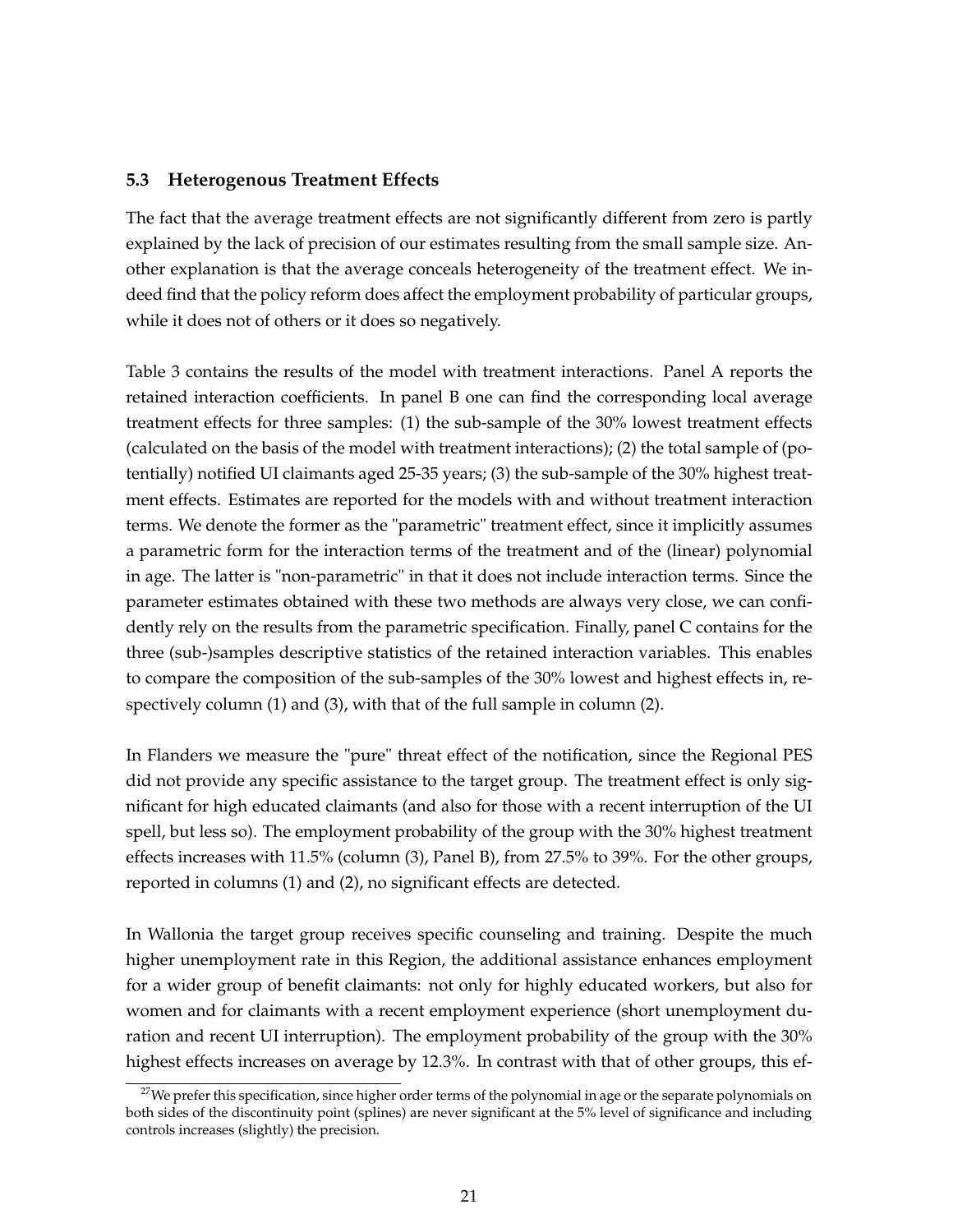### 5.3 Heterogenous Treatment Effects

The fact that the average treatment effects are not significantly different from zero is partly explained by the lack of precision of our estimates resulting from the small sample size. Another explanation is that the average conceals heterogeneity of the treatment effect. We indeed find that the policy reform does affect the employment probability of particular groups, while it does not of others or it does so negatively.

Table 3 contains the results of the model with treatment interactions. Panel A reports the retained interaction coefficients. In panel B one can find the corresponding local average treatment effects for three samples: (1) the sub-sample of the 30% lowest treatment effects (calculated on the basis of the model with treatment interactions); (2) the total sample of (potentially) notified UI claimants aged 25-35 years; (3) the sub-sample of the 30% highest treatment effects. Estimates are reported for the models with and without treatment interaction terms. We denote the former as the "parametric" treatment effect, since it implicitly assumes a parametric form for the interaction terms of the treatment and of the (linear) polynomial in age. The latter is "non-parametric" in that it does not include interaction terms. Since the parameter estimates obtained with these two methods are always very close, we can confidently rely on the results from the parametric specification. Finally, panel C contains for the three (sub-)samples descriptive statistics of the retained interaction variables. This enables to compare the composition of the sub-samples of the 30% lowest and highest effects in, respectively column (1) and (3), with that of the full sample in column (2).

In Flanders we measure the "pure" threat effect of the notification, since the Regional PES did not provide any specific assistance to the target group. The treatment effect is only significant for high educated claimants (and also for those with a recent interruption of the UI spell, but less so). The employment probability of the group with the 30% highest treatment effects increases with 11.5% (column (3), Panel B), from 27.5% to 39%. For the other groups, reported in columns (1) and (2), no significant effects are detected.

In Wallonia the target group receives specific counseling and training. Despite the much higher unemployment rate in this Region, the additional assistance enhances employment for a wider group of benefit claimants: not only for highly educated workers, but also for women and for claimants with a recent employment experience (short unemployment duration and recent UI interruption). The employment probability of the group with the 30% highest effects increases on average by 12.3%. In contrast with that of other groups, this ef-

[27] We prefer this specification, since higher order terms of the polynomial in age or the separate polynomials on both sides of the discontinuity point (splines) are never significant at the 5% level of significance and including controls increases (slightly) the precision.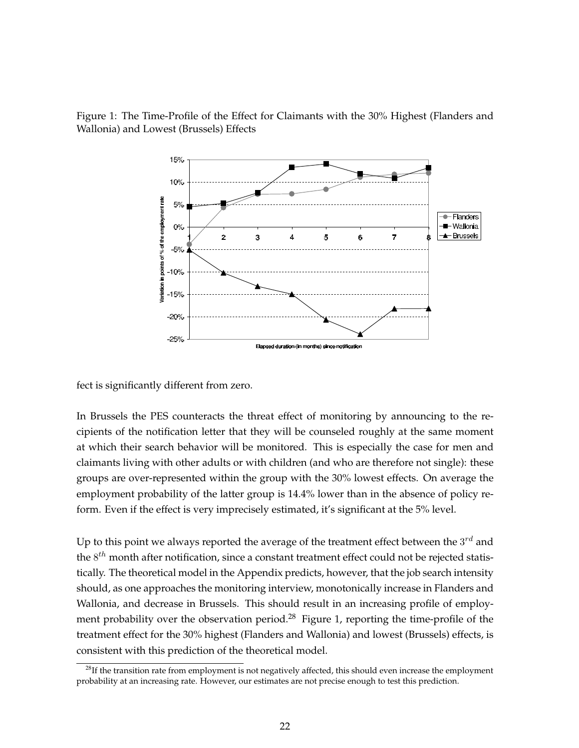Figure 1: The Time-Profile of the Effect for Claimants with the 30% Highest (Flanders and Wallonia) and Lowest (Brussels) Effects

fect is significantly different from zero.

In Brussels the PES counteracts the threat effect of monitoring by announcing to the recipients of the notification letter that they will be counseled roughly at the same moment at which their search behavior will be monitored. This is especially the case for men and claimants living with other adults or with children (and who are therefore not single): these groups are over-represented within the group with the 30% lowest effects. On average the employment probability of the latter group is 14.4% lower than in the absence of policy reform. Even if the effect is very imprecisely estimated, it's significant at the 5% level.

Up to this point we always reported the average of the treatment effect between the $3^{rd}$ and the $8^{th}$ month after notification, since a constant treatment effect could not be rejected statistically. The theoretical model in the Appendix predicts, however, that the job search intensity should, as one approaches the monitoring interview, monotonically increase in Flanders and Wallonia, and decrease in Brussels. This should result in an increasing profile of employment probability over the observation period.[28] Figure 1, reporting the time-profile of the treatment effect for the 30% highest (Flanders and Wallonia) and lowest (Brussels) effects, is consistent with this prediction of the theoretical model.

[28] If the transition rate from employment is not negatively affected, this should even increase the employment probability at an increasing rate. However, our estimates are not precise enough to test this prediction.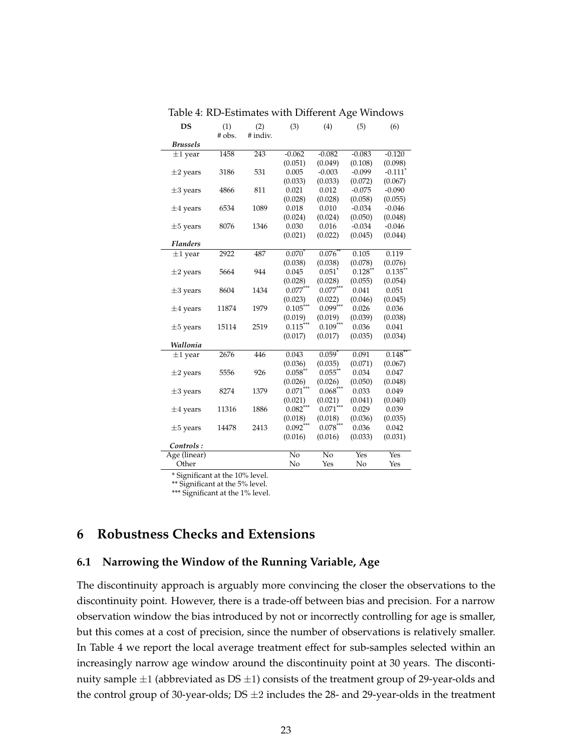Table 4: RD-Estimates with Different Age Windows

| DS | (1) # obs. | (2) # indiv. | (3) | (4) | (5) | (6) |
|---|---|---|---|---|---|---|
| ***Brussels*** | | | | | | |
| ±1 year | 1458 | 243 | -0.062 | -0.082 | -0.083 | -0.120 |
| | | | (0.051) | (0.049) | (0.108) | (0.098) |
| ±2 years | 3186 | 531 | 0.005 | -0.003 | -0.099 | -0.111* |
| | | | (0.033) | (0.033) | (0.072) | (0.067) |
| ±3 years | 4866 | 811 | 0.021 | 0.012 | -0.075 | -0.090 |
| | | | (0.028) | (0.028) | (0.058) | (0.055) |
| ±4 years | 6534 | 1089 | 0.018 | 0.010 | -0.034 | -0.046 |
| | | | (0.024) | (0.024) | (0.050) | (0.048) |
| ±5 years | 8076 | 1346 | 0.030 | 0.016 | -0.034 | -0.046 |
| | | | (0.021) | (0.022) | (0.045) | (0.044) |
| ***Flanders*** | | | | | | |
| ±1 year | 2922 | 487 | 0.070* | 0.076** | 0.105 | 0.119 |
| | | | (0.038) | (0.038) | (0.078) | (0.076) |
| ±2 years | 5664 | 944 | 0.045 | 0.051* | 0.128** | 0.135** |
| | | | (0.028) | (0.028) | (0.055) | (0.054) |
| ±3 years | 8604 | 1434 | 0.077*** | 0.077*** | 0.041 | 0.051 |
| | | | (0.023) | (0.022) | (0.046) | (0.045) |
| ±4 years | 11874 | 1979 | 0.105*** | 0.099*** | 0.026 | 0.036 |
| | | | (0.019) | (0.019) | (0.039) | (0.038) |
| ±5 years | 15114 | 2519 | 0.115*** | 0.109*** | 0.036 | 0.041 |
| | | | (0.017) | (0.017) | (0.035) | (0.034) |
| ***Wallonia*** | | | | | | |
| ±1 year | 2676 | 446 | 0.043 | 0.059* | 0.091 | 0.148** |
| | | | (0.036) | (0.035) | (0.071) | (0.067) |
| ±2 years | 5556 | 926 | 0.058** | 0.055** | 0.034 | 0.047 |
| | | | (0.026) | (0.026) | (0.050) | (0.048) |
| ±3 years | 8274 | 1379 | 0.071*** | 0.068*** | 0.033 | 0.049 |
| | | | (0.021) | (0.021) | (0.041) | (0.040) |
| ±4 years | 11316 | 1886 | 0.082*** | 0.071*** | 0.029 | 0.039 |
| | | | (0.018) | (0.018) | (0.036) | (0.035) |
| ±5 years | 14478 | 2413 | 0.092*** | 0.078*** | 0.036 | 0.042 |
| | | | (0.016) | (0.016) | (0.033) | (0.031) |
| ***Controls :*** | | | | | | |
| Age (linear) | | | No | No | Yes | Yes |
| Other | | | No | Yes | No | Yes |

\* Significant at the 10% level.
\** Significant at the 5% level.
\*** Significant at the 1% level.

# 6 Robustness Checks and Extensions

## 6.1 Narrowing the Window of the Running Variable, Age

The discontinuity approach is arguably more convincing the closer the observations to the discontinuity point. However, there is a trade-off between bias and precision. For a narrow observation window the bias introduced by not or incorrectly controlling for age is smaller, but this comes at a cost of precision, since the number of observations is relatively smaller. In Table 4 we report the local average treatment effect for sub-samples selected within an increasingly narrow age window around the discontinuity point at 30 years. The discontinuity sample ±1 (abbreviated as DS ±1) consists of the treatment group of 29-year-olds and the control group of 30-year-olds; DS ±2 includes the 28- and 29-year-olds in the treatment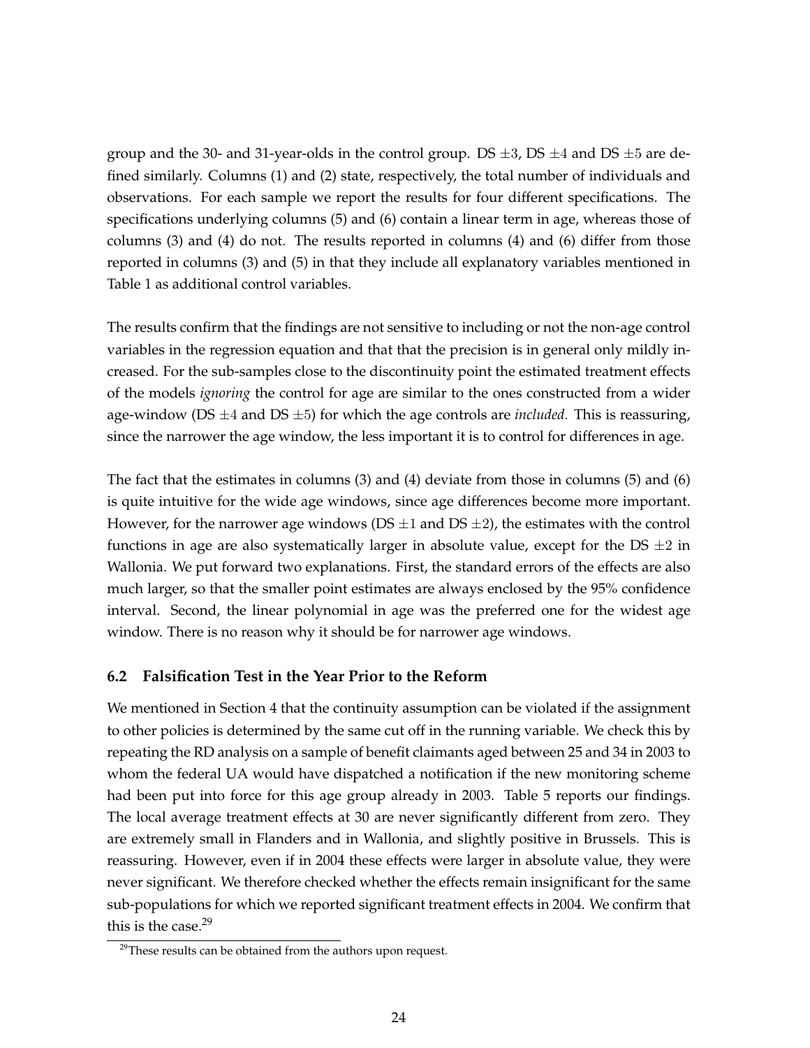group and the 30- and 31-year-olds in the control group. DS $\pm 3$, DS $\pm 4$ and DS $\pm 5$ are defined similarly. Columns (1) and (2) state, respectively, the total number of individuals and observations. For each sample we report the results for four different specifications. The specifications underlying columns (5) and (6) contain a linear term in age, whereas those of columns (3) and (4) do not. The results reported in columns (4) and (6) differ from those reported in columns (3) and (5) in that they include all explanatory variables mentioned in Table 1 as additional control variables.

The results confirm that the findings are not sensitive to including or not the non-age control variables in the regression equation and that that the precision is in general only mildly increased. For the sub-samples close to the discontinuity point the estimated treatment effects of the models *ignoring* the control for age are similar to the ones constructed from a wider age-window (DS $\pm 4$ and DS $\pm 5$) for which the age controls are *included*. This is reassuring, since the narrower the age window, the less important it is to control for differences in age.

The fact that the estimates in columns (3) and (4) deviate from those in columns (5) and (6) is quite intuitive for the wide age windows, since age differences become more important. However, for the narrower age windows (DS $\pm 1$ and DS $\pm 2$), the estimates with the control functions in age are also systematically larger in absolute value, except for the DS $\pm 2$ in Wallonia. We put forward two explanations. First, the standard errors of the effects are also much larger, so that the smaller point estimates are always enclosed by the 95% confidence interval. Second, the linear polynomial in age was the preferred one for the widest age window. There is no reason why it should be for narrower age windows.

### 6.2 Falsification Test in the Year Prior to the Reform

We mentioned in Section 4 that the continuity assumption can be violated if the assignment to other policies is determined by the same cut off in the running variable. We check this by repeating the RD analysis on a sample of benefit claimants aged between 25 and 34 in 2003 to whom the federal UA would have dispatched a notification if the new monitoring scheme had been put into force for this age group already in 2003. Table 5 reports our findings. The local average treatment effects at 30 are never significantly different from zero. They are extremely small in Flanders and in Wallonia, and slightly positive in Brussels. This is reassuring. However, even if in 2004 these effects were larger in absolute value, they were never significant. We therefore checked whether the effects remain insignificant for the same sub-populations for which we reported significant treatment effects in 2004. We confirm that this is the case.[29]

[29] These results can be obtained from the authors upon request.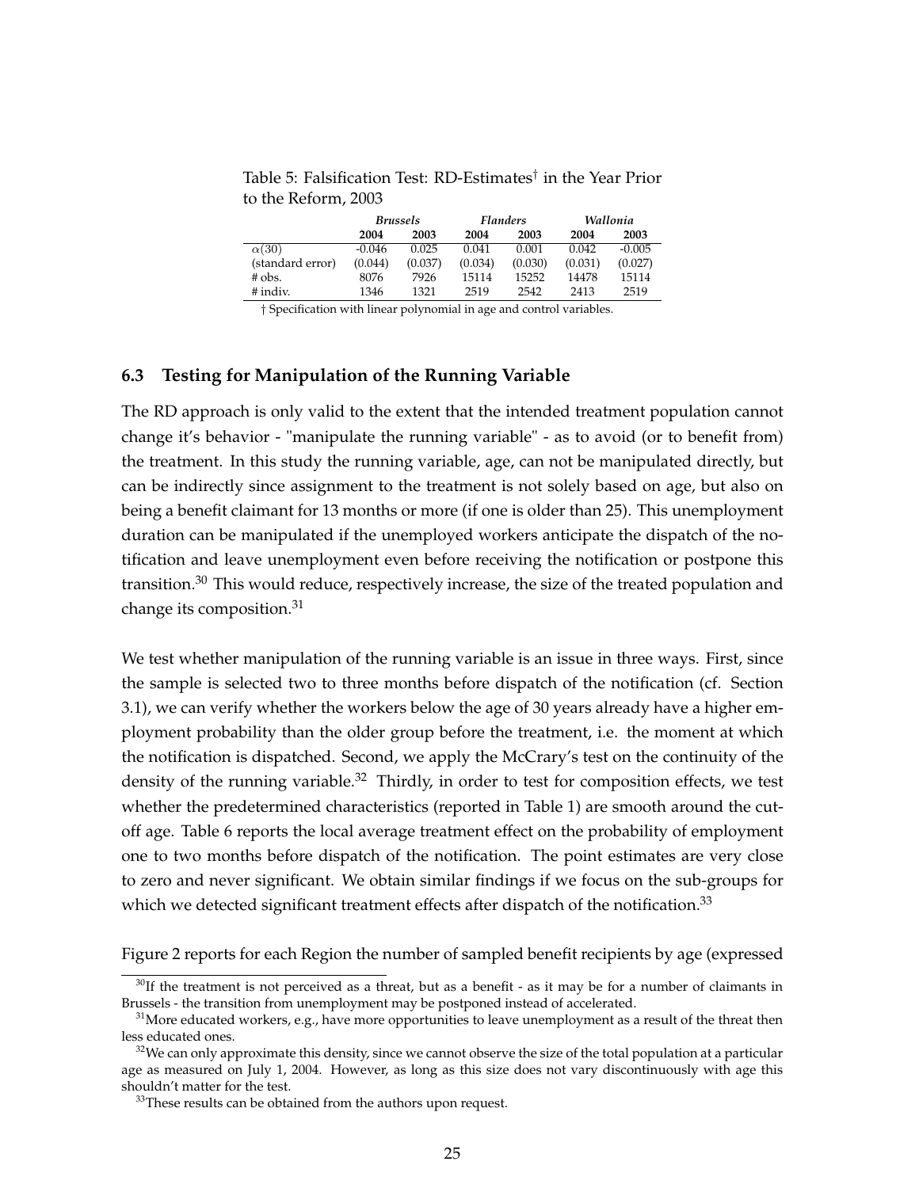Table 5: Falsification Test: RD-Estimates† in the Year Prior to the Reform, 2003

| | *Brussels* | | *Flanders* | | *Wallonia* | |
|---|---|---|---|---|---|---|
| | **2004** | **2003** | **2004** | **2003** | **2004** | **2003** |
| $\alpha(30)$ | -0.046 | 0.025 | 0.041 | 0.001 | 0.042 | -0.005 |
| (standard error) | (0.044) | (0.037) | (0.034) | (0.030) | (0.031) | (0.027) |
| # obs. | 8076 | 7926 | 15114 | 15252 | 14478 | 15114 |
| # indiv. | 1346 | 1321 | 2519 | 2542 | 2413 | 2519 |

† Specification with linear polynomial in age and control variables.

### 6.3 Testing for Manipulation of the Running Variable

The RD approach is only valid to the extent that the intended treatment population cannot change it's behavior - "manipulate the running variable" - as to avoid (or to benefit from) the treatment. In this study the running variable, age, can not be manipulated directly, but can be indirectly since assignment to the treatment is not solely based on age, but also on being a benefit claimant for 13 months or more (if one is older than 25). This unemployment duration can be manipulated if the unemployed workers anticipate the dispatch of the notification and leave unemployment even before receiving the notification or postpone this transition.[30] This would reduce, respectively increase, the size of the treated population and change its composition.[31]

We test whether manipulation of the running variable is an issue in three ways. First, since the sample is selected two to three months before dispatch of the notification (cf. Section 3.1), we can verify whether the workers below the age of 30 years already have a higher employment probability than the older group before the treatment, i.e. the moment at which the notification is dispatched. Second, we apply the McCrary's test on the continuity of the density of the running variable.[32] Thirdly, in order to test for composition effects, we test whether the predetermined characteristics (reported in Table 1) are smooth around the cutoff age. Table 6 reports the local average treatment effect on the probability of employment one to two months before dispatch of the notification. The point estimates are very close to zero and never significant. We obtain similar findings if we focus on the sub-groups for which we detected significant treatment effects after dispatch of the notification.[33]

Figure 2 reports for each Region the number of sampled benefit recipients by age (expressed

[30] If the treatment is not perceived as a threat, but as a benefit - as it may be for a number of claimants in Brussels - the transition from unemployment may be postponed instead of accelerated.

[31] More educated workers, e.g., have more opportunities to leave unemployment as a result of the threat then less educated ones.

[32] We can only approximate this density, since we cannot observe the size of the total population at a particular age as measured on July 1, 2004. However, as long as this size does not vary discontinuously with age this shouldn't matter for the test.

[33] These results can be obtained from the authors upon request.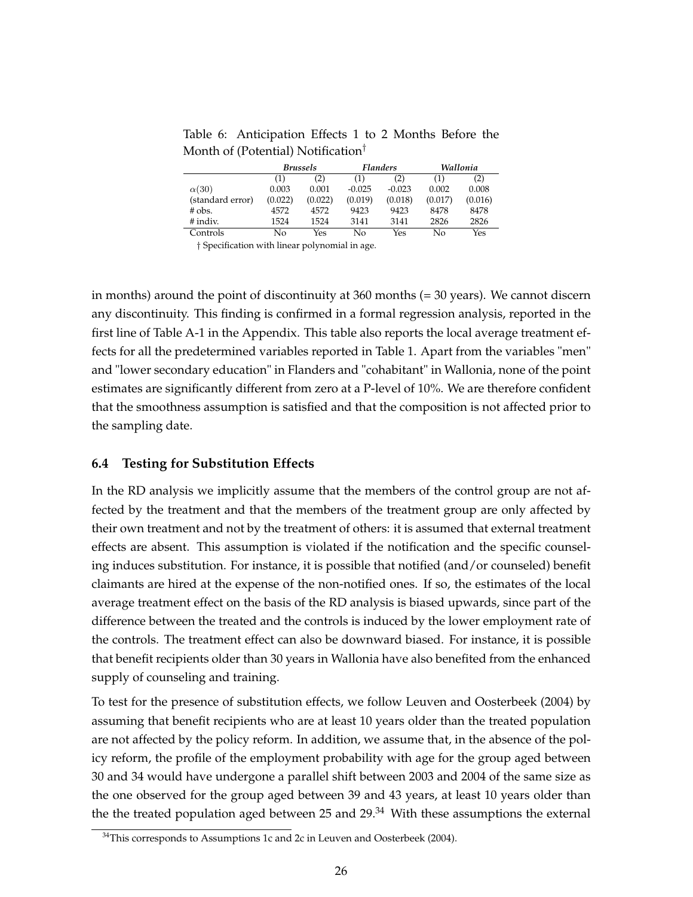Table 6: Anticipation Effects 1 to 2 Months Before the Month of (Potential) Notification†

| | *Brussels* | | *Flanders* | | *Wallonia* | |
|---|---|---|---|---|---|---|
| | (1) | (2) | (1) | (2) | (1) | (2) |
| $\alpha(30)$ | 0.003 | 0.001 | -0.025 | -0.023 | 0.002 | 0.008 |
| (standard error) | (0.022) | (0.022) | (0.019) | (0.018) | (0.017) | (0.016) |
| # obs. | 4572 | 4572 | 9423 | 9423 | 8478 | 8478 |
| # indiv. | 1524 | 1524 | 3141 | 3141 | 2826 | 2826 |
| Controls | No | Yes | No | Yes | No | Yes |

† Specification with linear polynomial in age.

in months) around the point of discontinuity at 360 months (= 30 years). We cannot discern any discontinuity. This finding is confirmed in a formal regression analysis, reported in the first line of Table A-1 in the Appendix. This table also reports the local average treatment effects for all the predetermined variables reported in Table 1. Apart from the variables "men" and "lower secondary education" in Flanders and "cohabitant" in Wallonia, none of the point estimates are significantly different from zero at a P-level of 10%. We are therefore confident that the smoothness assumption is satisfied and that the composition is not affected prior to the sampling date.

### 6.4 Testing for Substitution Effects

In the RD analysis we implicitly assume that the members of the control group are not affected by the treatment and that the members of the treatment group are only affected by their own treatment and not by the treatment of others: it is assumed that external treatment effects are absent. This assumption is violated if the notification and the specific counseling induces substitution. For instance, it is possible that notified (and/or counseled) benefit claimants are hired at the expense of the non-notified ones. If so, the estimates of the local average treatment effect on the basis of the RD analysis is biased upwards, since part of the difference between the treated and the controls is induced by the lower employment rate of the controls. The treatment effect can also be downward biased. For instance, it is possible that benefit recipients older than 30 years in Wallonia have also benefited from the enhanced supply of counseling and training.

To test for the presence of substitution effects, we follow Leuven and Oosterbeek (2004) by assuming that benefit recipients who are at least 10 years older than the treated population are not affected by the policy reform. In addition, we assume that, in the absence of the policy reform, the profile of the employment probability with age for the group aged between 30 and 34 would have undergone a parallel shift between 2003 and 2004 of the same size as the one observed for the group aged between 39 and 43 years, at least 10 years older than the the treated population aged between 25 and 29.[34] With these assumptions the external

[34] This corresponds to Assumptions 1c and 2c in Leuven and Oosterbeek (2004).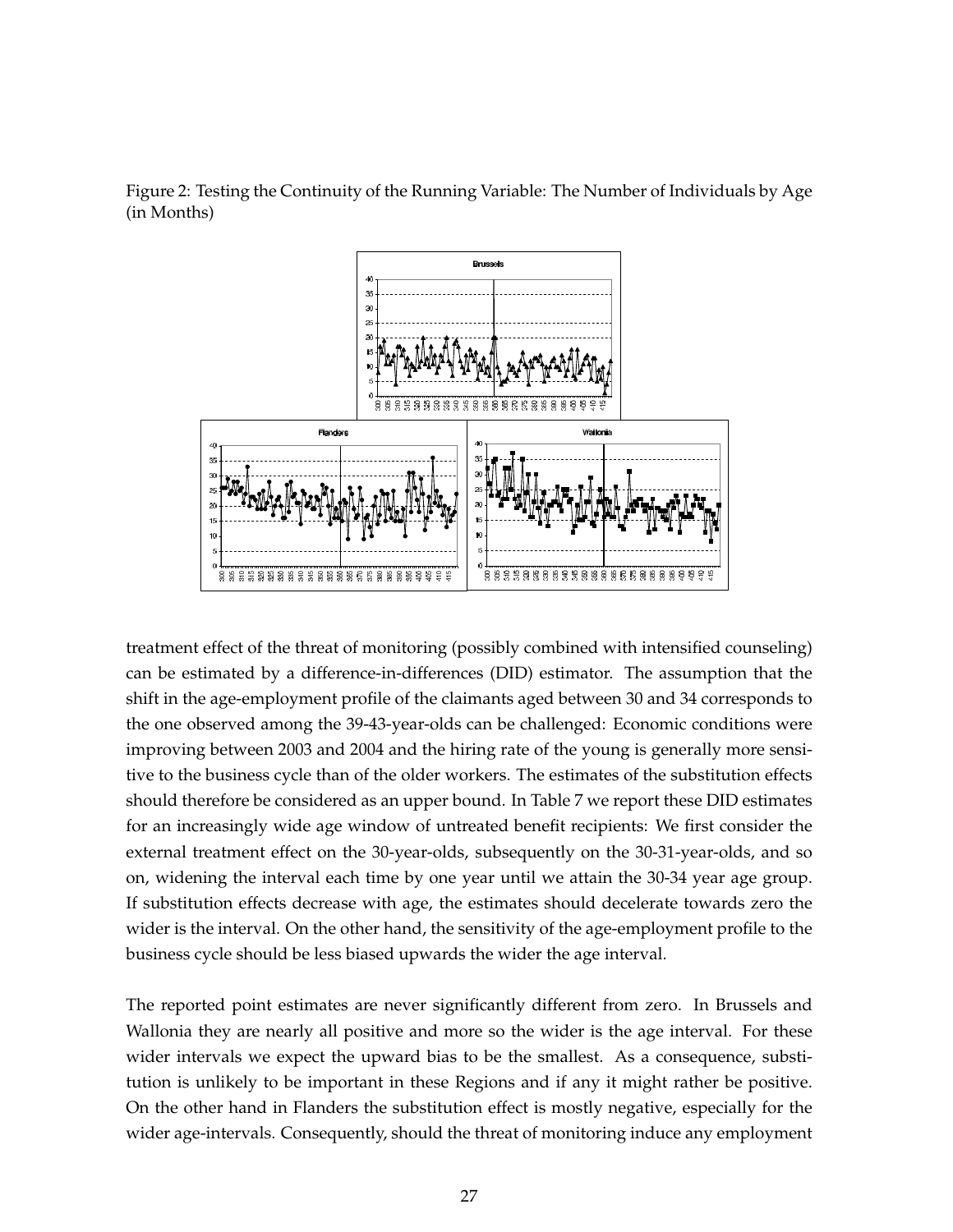Figure 2: Testing the Continuity of the Running Variable: The Number of Individuals by Age (in Months)

treatment effect of the threat of monitoring (possibly combined with intensified counseling) can be estimated by a difference-in-differences (DID) estimator. The assumption that the shift in the age-employment profile of the claimants aged between 30 and 34 corresponds to the one observed among the 39-43-year-olds can be challenged: Economic conditions were improving between 2003 and 2004 and the hiring rate of the young is generally more sensitive to the business cycle than of the older workers. The estimates of the substitution effects should therefore be considered as an upper bound. In Table 7 we report these DID estimates for an increasingly wide age window of untreated benefit recipients: We first consider the external treatment effect on the 30-year-olds, subsequently on the 30-31-year-olds, and so on, widening the interval each time by one year until we attain the 30-34 year age group. If substitution effects decrease with age, the estimates should decelerate towards zero the wider is the interval. On the other hand, the sensitivity of the age-employment profile to the business cycle should be less biased upwards the wider the age interval.

The reported point estimates are never significantly different from zero. In Brussels and Wallonia they are nearly all positive and more so the wider is the age interval. For these wider intervals we expect the upward bias to be the smallest. As a consequence, substitution is unlikely to be important in these Regions and if any it might rather be positive. On the other hand in Flanders the substitution effect is mostly negative, especially for the wider age-intervals. Consequently, should the threat of monitoring induce any employment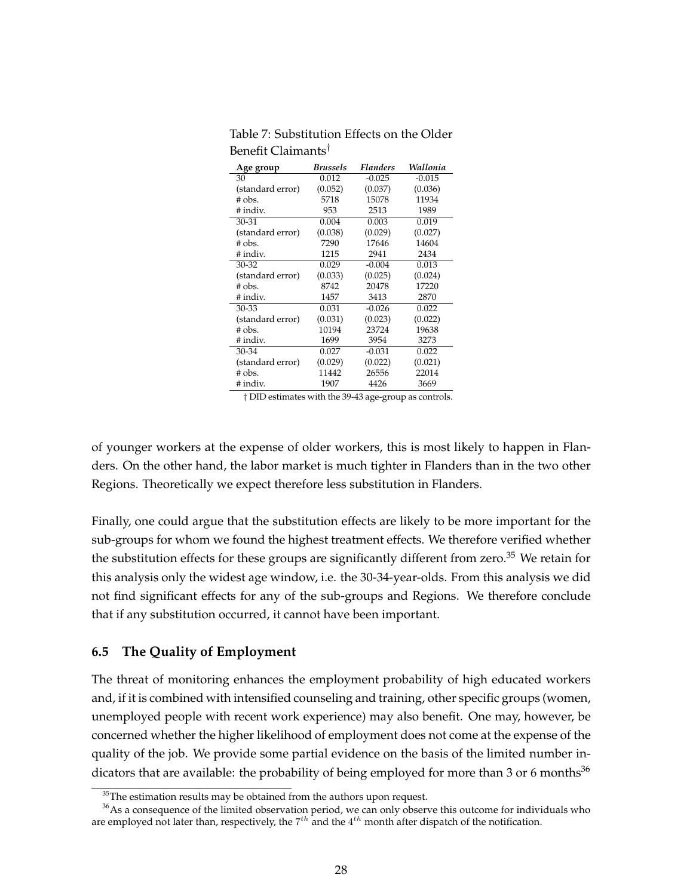Table 7: Substitution Effects on the Older Benefit Claimants†

| Age group | *Brussels* | *Flanders* | *Wallonia* |
|---|---|---|---|
| 30 | 0.012 | -0.025 | -0.015 |
| (standard error) | (0.052) | (0.037) | (0.036) |
| # obs. | 5718 | 15078 | 11934 |
| # indiv. | 953 | 2513 | 1989 |
| 30-31 | 0.004 | 0.003 | 0.019 |
| (standard error) | (0.038) | (0.029) | (0.027) |
| # obs. | 7290 | 17646 | 14604 |
| # indiv. | 1215 | 2941 | 2434 |
| 30-32 | 0.029 | -0.004 | 0.013 |
| (standard error) | (0.033) | (0.025) | (0.024) |
| # obs. | 8742 | 20478 | 17220 |
| # indiv. | 1457 | 3413 | 2870 |
| 30-33 | 0.031 | -0.026 | 0.022 |
| (standard error) | (0.031) | (0.023) | (0.022) |
| # obs. | 10194 | 23724 | 19638 |
| # indiv. | 1699 | 3954 | 3273 |
| 30-34 | 0.027 | -0.031 | 0.022 |
| (standard error) | (0.029) | (0.022) | (0.021) |
| # obs. | 11442 | 26556 | 22014 |
| # indiv. | 1907 | 4426 | 3669 |

† DID estimates with the 39-43 age-group as controls.

of younger workers at the expense of older workers, this is most likely to happen in Flanders. On the other hand, the labor market is much tighter in Flanders than in the two other Regions. Theoretically we expect therefore less substitution in Flanders.

Finally, one could argue that the substitution effects are likely to be more important for the sub-groups for whom we found the highest treatment effects. We therefore verified whether the substitution effects for these groups are significantly different from zero.[35] We retain for this analysis only the widest age window, i.e. the 30-34-year-olds. From this analysis we did not find significant effects for any of the sub-groups and Regions. We therefore conclude that if any substitution occurred, it cannot have been important.

### 6.5 The Quality of Employment

The threat of monitoring enhances the employment probability of high educated workers and, if it is combined with intensified counseling and training, other specific groups (women, unemployed people with recent work experience) may also benefit. One may, however, be concerned whether the higher likelihood of employment does not come at the expense of the quality of the job. We provide some partial evidence on the basis of the limited number indicators that are available: the probability of being employed for more than 3 or 6 months[36]

[35] The estimation results may be obtained from the authors upon request.

[36] As a consequence of the limited observation period, we can only observe this outcome for individuals who are employed not later than, respectively, the $7^{th}$ and the $4^{th}$ month after dispatch of the notification.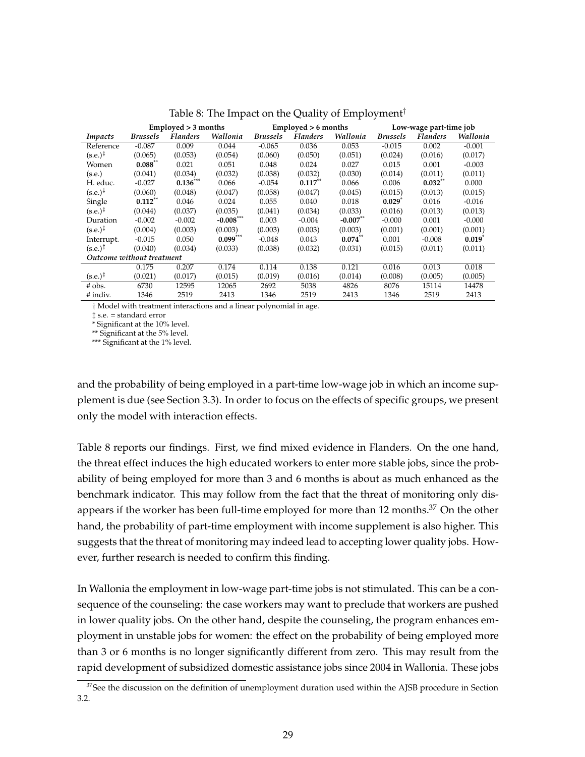Table 8: The Impact on the Quality of Employment†

| | Employed > 3 months | | | Employed > 6 months | | | Low-wage part-time job | | |
|---|---|---|---|---|---|---|---|---|---|
| *Impacts* | *Brussels* | *Flanders* | *Wallonia* | *Brussels* | *Flanders* | *Wallonia* | *Brussels* | *Flanders* | *Wallonia* |
| Reference | -0.087 | 0.009 | 0.044 | -0.065 | 0.036 | 0.053 | -0.015 | 0.002 | -0.001 |
| (s.e.)‡ | (0.065) | (0.053) | (0.054) | (0.060) | (0.050) | (0.051) | (0.024) | (0.016) | (0.017) |
| Women | **0.088**** | 0.021 | 0.051 | 0.048 | 0.024 | 0.027 | 0.015 | 0.001 | -0.003 |
| (s.e.) | (0.041) | (0.034) | (0.032) | (0.038) | (0.032) | (0.030) | (0.014) | (0.011) | (0.011) |
| H. educ. | -0.027 | **0.136***** | 0.066 | -0.054 | **0.117**** | 0.066 | 0.006 | **0.032**** | 0.000 |
| (s.e.)‡ | (0.060) | (0.048) | (0.047) | (0.058) | (0.047) | (0.045) | (0.015) | (0.013) | (0.015) |
| Single | **0.112**** | 0.046 | 0.024 | 0.055 | 0.040 | 0.018 | **0.029*** | 0.016 | -0.016 |
| (s.e.)‡ | (0.044) | (0.037) | (0.035) | (0.041) | (0.034) | (0.033) | (0.016) | (0.013) | (0.013) |
| Duration | -0.002 | -0.002 | **-0.008***** | 0.003 | -0.004 | **-0.007**** | -0.000 | 0.001 | -0.000 |
| (s.e.)‡ | (0.004) | (0.003) | (0.003) | (0.003) | (0.003) | (0.003) | (0.001) | (0.001) | (0.001) |
| Interrupt. | -0.015 | 0.050 | **0.099***** | -0.048 | 0.043 | **0.074**** | 0.001 | -0.008 | **0.019*** |
| (s.e.)‡ | (0.040) | (0.034) | (0.033) | (0.038) | (0.032) | (0.031) | (0.015) | (0.011) | (0.011) |
| *Outcome without treatment* | | | | | | | | | |
| | 0.175 | 0.207 | 0.174 | 0.114 | 0.138 | 0.121 | 0.016 | 0.013 | 0.018 |
| (s.e.)‡ | (0.021) | (0.017) | (0.015) | (0.019) | (0.016) | (0.014) | (0.008) | (0.005) | (0.005) |
| # obs. | 6730 | 12595 | 12065 | 2692 | 5038 | 4826 | 8076 | 15114 | 14478 |
| # indiv. | 1346 | 2519 | 2413 | 1346 | 2519 | 2413 | 1346 | 2519 | 2413 |

† Model with treatment interactions and a linear polynomial in age.

‡ s.e. = standard error

\* Significant at the 10% level.

\** Significant at the 5% level.

\*** Significant at the 1% level.

and the probability of being employed in a part-time low-wage job in which an income supplement is due (see Section 3.3). In order to focus on the effects of specific groups, we present only the model with interaction effects.

Table 8 reports our findings. First, we find mixed evidence in Flanders. On the one hand, the threat effect induces the high educated workers to enter more stable jobs, since the probability of being employed for more than 3 and 6 months is about as much enhanced as the benchmark indicator. This may follow from the fact that the threat of monitoring only disappears if the worker has been full-time employed for more than 12 months.[37] On the other hand, the probability of part-time employment with income supplement is also higher. This suggests that the threat of monitoring may indeed lead to accepting lower quality jobs. However, further research is needed to confirm this finding.

In Wallonia the employment in low-wage part-time jobs is not stimulated. This can be a consequence of the counseling: the case workers may want to preclude that workers are pushed in lower quality jobs. On the other hand, despite the counseling, the program enhances employment in unstable jobs for women: the effect on the probability of being employed more than 3 or 6 months is no longer significantly different from zero. This may result from the rapid development of subsidized domestic assistance jobs since 2004 in Wallonia. These jobs

[37] See the discussion on the definition of unemployment duration used within the AJSB procedure in Section 3.2.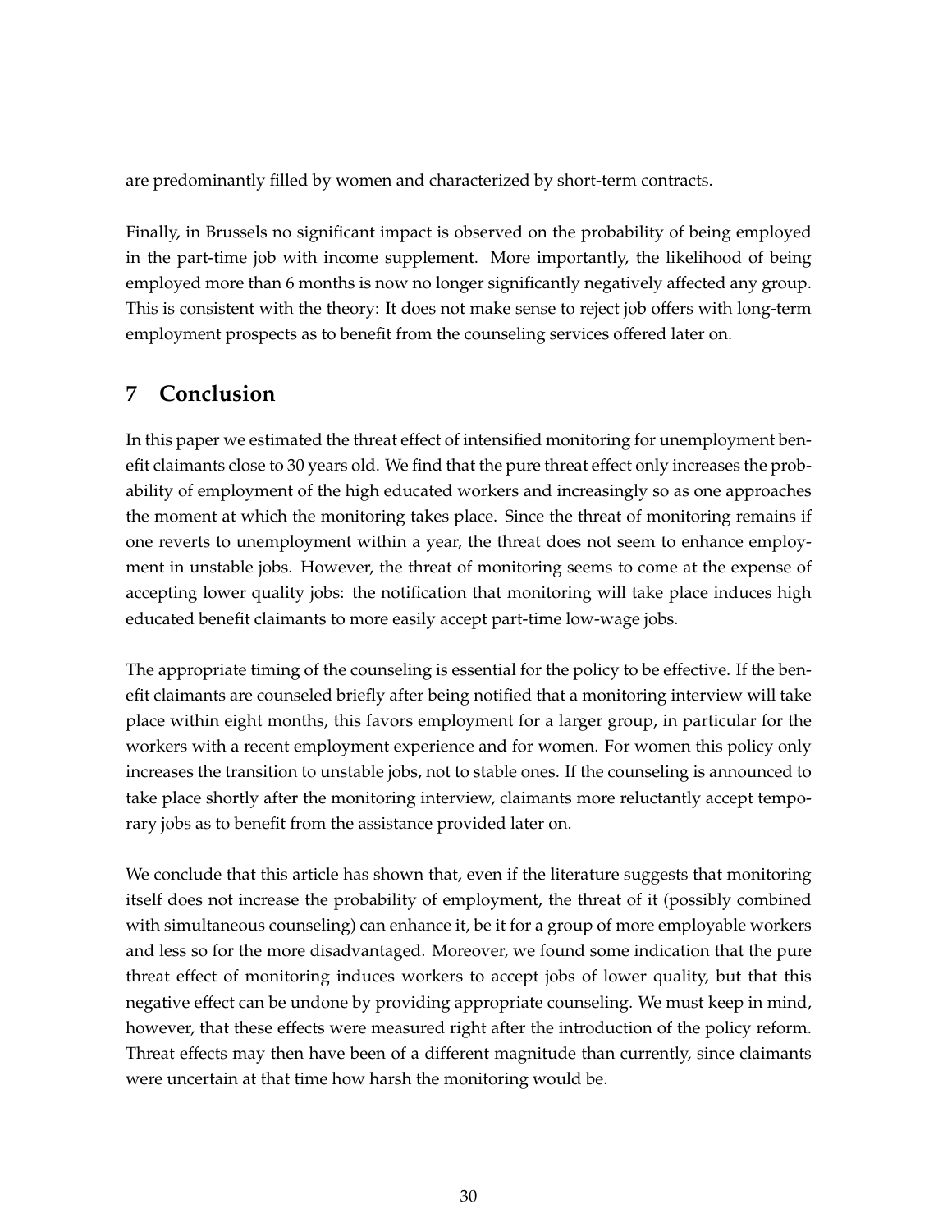are predominantly filled by women and characterized by short-term contracts.

Finally, in Brussels no significant impact is observed on the probability of being employed in the part-time job with income supplement. More importantly, the likelihood of being employed more than 6 months is now no longer significantly negatively affected any group. This is consistent with the theory: It does not make sense to reject job offers with long-term employment prospects as to benefit from the counseling services offered later on.

# 7 Conclusion

In this paper we estimated the threat effect of intensified monitoring for unemployment benefit claimants close to 30 years old. We find that the pure threat effect only increases the probability of employment of the high educated workers and increasingly so as one approaches the moment at which the monitoring takes place. Since the threat of monitoring remains if one reverts to unemployment within a year, the threat does not seem to enhance employment in unstable jobs. However, the threat of monitoring seems to come at the expense of accepting lower quality jobs: the notification that monitoring will take place induces high educated benefit claimants to more easily accept part-time low-wage jobs.

The appropriate timing of the counseling is essential for the policy to be effective. If the benefit claimants are counseled briefly after being notified that a monitoring interview will take place within eight months, this favors employment for a larger group, in particular for the workers with a recent employment experience and for women. For women this policy only increases the transition to unstable jobs, not to stable ones. If the counseling is announced to take place shortly after the monitoring interview, claimants more reluctantly accept temporary jobs as to benefit from the assistance provided later on.

We conclude that this article has shown that, even if the literature suggests that monitoring itself does not increase the probability of employment, the threat of it (possibly combined with simultaneous counseling) can enhance it, be it for a group of more employable workers and less so for the more disadvantaged. Moreover, we found some indication that the pure threat effect of monitoring induces workers to accept jobs of lower quality, but that this negative effect can be undone by providing appropriate counseling. We must keep in mind, however, that these effects were measured right after the introduction of the policy reform. Threat effects may then have been of a different magnitude than currently, since claimants were uncertain at that time how harsh the monitoring would be.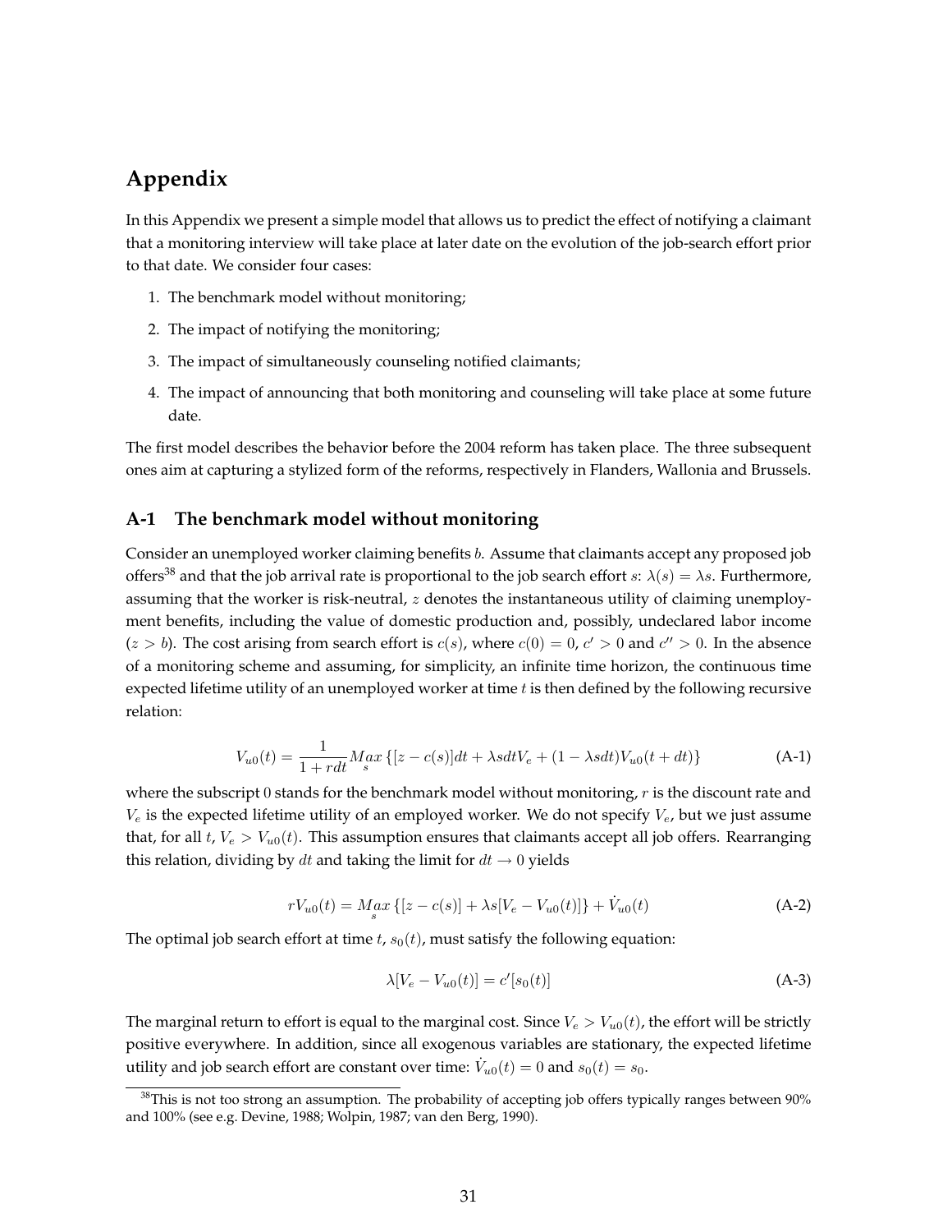# Appendix

In this Appendix we present a simple model that allows us to predict the effect of notifying a claimant that a monitoring interview will take place at later date on the evolution of the job-search effort prior to that date. We consider four cases:

1. The benchmark model without monitoring;
2. The impact of notifying the monitoring;
3. The impact of simultaneously counseling notified claimants;
4. The impact of announcing that both monitoring and counseling will take place at some future date.

The first model describes the behavior before the 2004 reform has taken place. The three subsequent ones aim at capturing a stylized form of the reforms, respectively in Flanders, Wallonia and Brussels.

## A-1 The benchmark model without monitoring

Consider an unemployed worker claiming benefits $b$. Assume that claimants accept any proposed job offers[38] and that the job arrival rate is proportional to the job search effort $s$: $\lambda(s) = \lambda s$. Furthermore, assuming that the worker is risk-neutral, $z$ denotes the instantaneous utility of claiming unemployment benefits, including the value of domestic production and, possibly, undeclared labor income ($z > b$). The cost arising from search effort is $c(s)$, where $c(0) = 0$, $c' > 0$ and $c'' > 0$. In the absence of a monitoring scheme and assuming, for simplicity, an infinite time horizon, the continuous time expected lifetime utility of an unemployed worker at time $t$ is then defined by the following recursive relation:

$$V_{u0}(t) = \frac{1}{1+rdt} \underset{s}{Max} \left\{ [z - c(s)]dt + \lambda s dt V_e + (1 - \lambda s dt) V_{u0}(t + dt) \right\} \tag{A-1}$$

where the subscript 0 stands for the benchmark model without monitoring, $r$ is the discount rate and $V_e$ is the expected lifetime utility of an employed worker. We do not specify $V_e$, but we just assume that, for all $t$, $V_e > V_{u0}(t)$. This assumption ensures that claimants accept all job offers. Rearranging this relation, dividing by $dt$ and taking the limit for $dt \to 0$ yields

$$rV_{u0}(t) = \underset{s}{Max} \left\{ [z - c(s)] + \lambda s [V_e - V_{u0}(t)] \right\} + \dot{V}_{u0}(t) \tag{A-2}$$

The optimal job search effort at time $t$, $s_0(t)$, must satisfy the following equation:

$$\lambda [V_e - V_{u0}(t)] = c'[s_0(t)] \tag{A-3}$$

The marginal return to effort is equal to the marginal cost. Since $V_e > V_{u0}(t)$, the effort will be strictly positive everywhere. In addition, since all exogenous variables are stationary, the expected lifetime utility and job search effort are constant over time: $\dot{V}_{u0}(t) = 0$ and $s_0(t) = s_0$.

[38] This is not too strong an assumption. The probability of accepting job offers typically ranges between 90% and 100% (see e.g. Devine, 1988; Wolpin, 1987; van den Berg, 1990).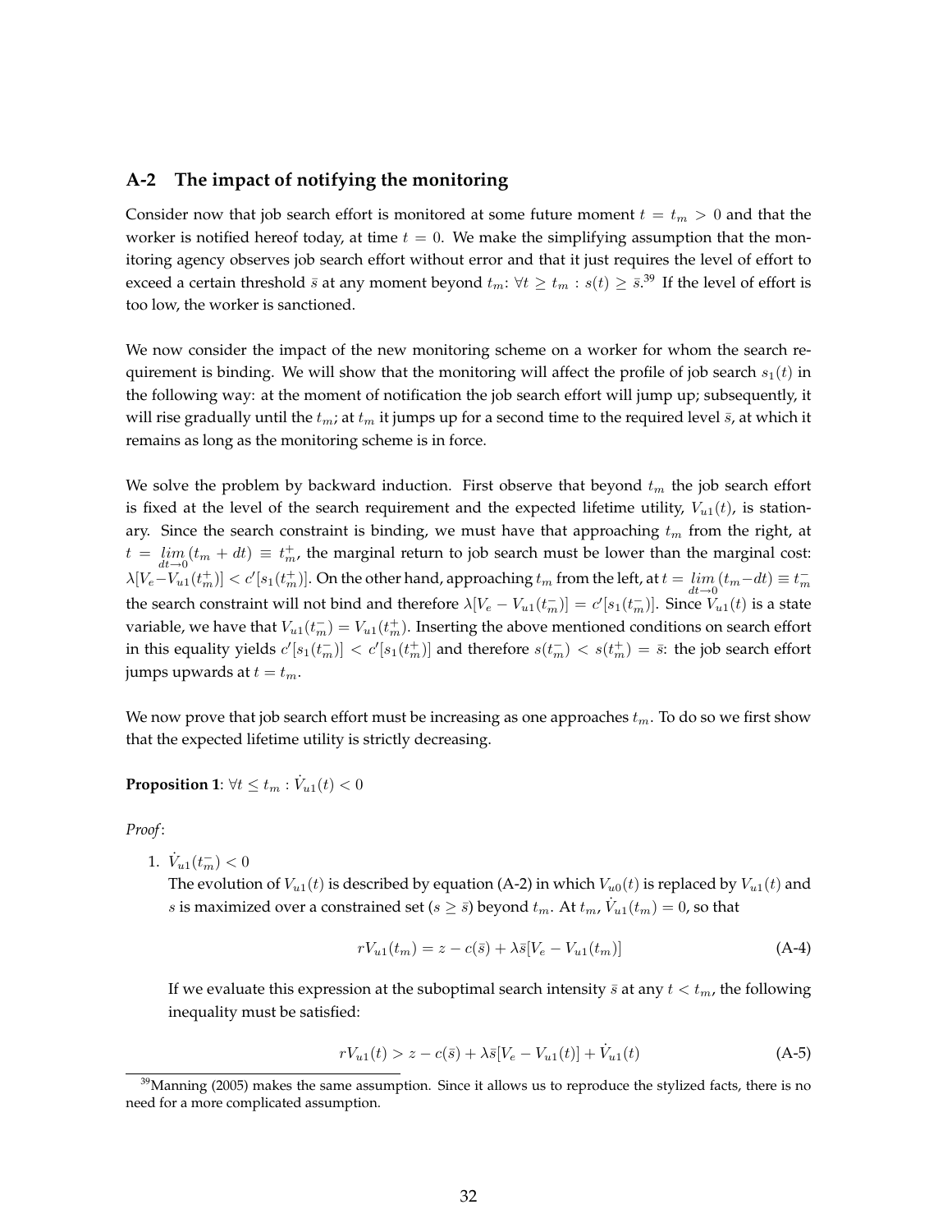## A-2 The impact of notifying the monitoring

Consider now that job search effort is monitored at some future moment $t = t_m > 0$ and that the worker is notified hereof today, at time $t = 0$. We make the simplifying assumption that the monitoring agency observes job search effort without error and that it just requires the level of effort to exceed a certain threshold $\bar{s}$ at any moment beyond $t_m$: $\forall t \geq t_m : s(t) \geq \bar{s}$.[39] If the level of effort is too low, the worker is sanctioned.

We now consider the impact of the new monitoring scheme on a worker for whom the search requirement is binding. We will show that the monitoring will affect the profile of job search $s_1(t)$ in the following way: at the moment of notification the job search effort will jump up; subsequently, it will rise gradually until the $t_m$; at $t_m$ it jumps up for a second time to the required level $\bar{s}$, at which it remains as long as the monitoring scheme is in force.

We solve the problem by backward induction. First observe that beyond $t_m$ the job search effort is fixed at the level of the search requirement and the expected lifetime utility, $V_{u1}(t)$, is stationary. Since the search constraint is binding, we must have that approaching $t_m$ from the right, at $t = \lim_{dt \to 0}(t_m + dt) \equiv t_m^+$, the marginal return to job search must be lower than the marginal cost: $\lambda[V_e - V_{u1}(t_m^+)] < c'[s_1(t_m^+)]$. On the other hand, approaching $t_m$ from the left, at $t = \lim_{dt \to 0}(t_m - dt) \equiv t_m^-$ the search constraint will not bind and therefore $\lambda[V_e - V_{u1}(t_m^-)] = c'[s_1(t_m^-)]$. Since $V_{u1}(t)$ is a state variable, we have that $V_{u1}(t_m^-) = V_{u1}(t_m^+)$. Inserting the above mentioned conditions on search effort in this equality yields $c'[s_1(t_m^-)] < c'[s_1(t_m^+)]$ and therefore $s(t_m^-) < s(t_m^+) = \bar{s}$: the job search effort jumps upwards at $t = t_m$.

We now prove that job search effort must be increasing as one approaches $t_m$. To do so we first show that the expected lifetime utility is strictly decreasing.

**Proposition 1**: $\forall t \leq t_m : \dot{V}_{u1}(t) < 0$

*Proof*:

1. $\dot{V}_{u1}(t_m^-) < 0$

   The evolution of $V_{u1}(t)$ is described by equation (A-2) in which $V_{u0}(t)$ is replaced by $V_{u1}(t)$ and $s$ is maximized over a constrained set ($s \geq \bar{s}$) beyond $t_m$. At $t_m$, $\dot{V}_{u1}(t_m) = 0$, so that

$$rV_{u1}(t_m) = z - c(\bar{s}) + \lambda\bar{s}[V_e - V_{u1}(t_m)] \tag{A-4}$$

   If we evaluate this expression at the suboptimal search intensity $\bar{s}$ at any $t < t_m$, the following inequality must be satisfied:

$$rV_{u1}(t) > z - c(\bar{s}) + \lambda\bar{s}[V_e - V_{u1}(t)] + \dot{V}_{u1}(t) \tag{A-5}$$

[39] Manning (2005) makes the same assumption. Since it allows us to reproduce the stylized facts, there is no need for a more complicated assumption.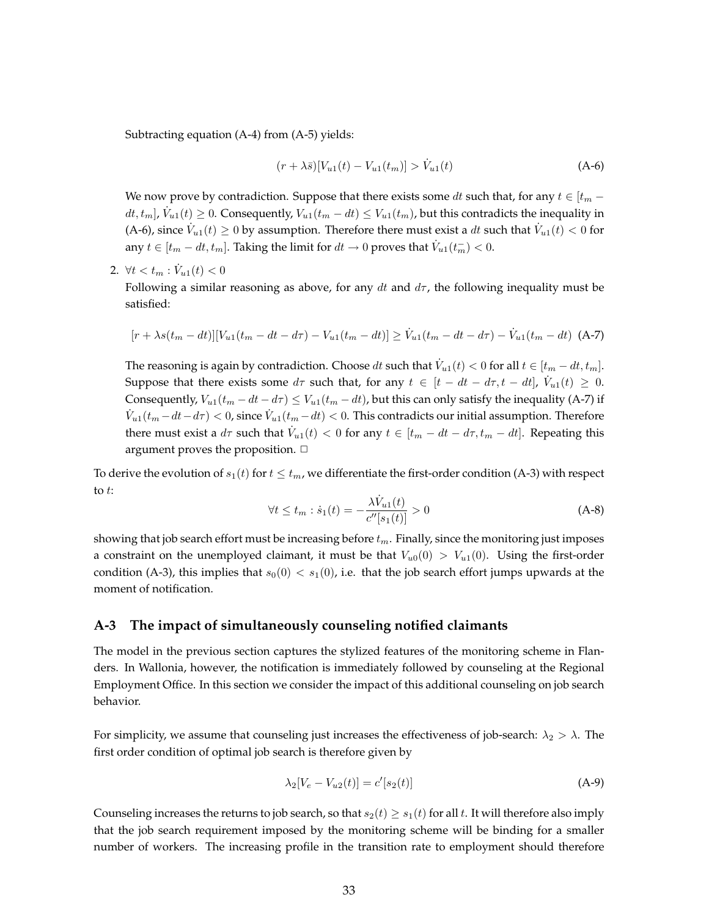Subtracting equation (A-4) from (A-5) yields:

$$(r + \lambda \bar{s})[V_{u1}(t) - V_{u1}(t_m)] > \dot{V}_{u1}(t) \tag{A-6}$$

We now prove by contradiction. Suppose that there exists some $dt$ such that, for any $t \in [t_m - dt, t_m]$, $\dot{V}_{u1}(t) \geq 0$. Consequently, $V_{u1}(t_m - dt) \leq V_{u1}(t_m)$, but this contradicts the inequality in (A-6), since $\dot{V}_{u1}(t) \geq 0$ by assumption. Therefore there must exist a $dt$ such that $\dot{V}_{u1}(t) < 0$ for any $t \in [t_m - dt, t_m]$. Taking the limit for $dt \to 0$ proves that $\dot{V}_{u1}(t_m^-) < 0$.

2. $\forall t < t_m : \dot{V}_{u1}(t) < 0$

   Following a similar reasoning as above, for any $dt$ and $d\tau$, the following inequality must be satisfied:

$$[r + \lambda s(t_m - dt)][V_{u1}(t_m - dt - d\tau) - V_{u1}(t_m - dt)] \geq \dot{V}_{u1}(t_m - dt - d\tau) - \dot{V}_{u1}(t_m - dt) \tag{A-7}$$

   The reasoning is again by contradiction. Choose $dt$ such that $\dot{V}_{u1}(t) < 0$ for all $t \in [t_m - dt, t_m]$. Suppose that there exists some $d\tau$ such that, for any $t \in [t - dt - d\tau, t - dt]$, $\dot{V}_{u1}(t) \geq 0$. Consequently, $V_{u1}(t_m - dt - d\tau) \leq V_{u1}(t_m - dt)$, but this can only satisfy the inequality (A-7) if $\dot{V}_{u1}(t_m - dt - d\tau) < 0$, since $\dot{V}_{u1}(t_m - dt) < 0$. This contradicts our initial assumption. Therefore there must exist a $d\tau$ such that $\dot{V}_{u1}(t) < 0$ for any $t \in [t_m - dt - d\tau, t_m - dt]$. Repeating this argument proves the proposition. □

To derive the evolution of $s_1(t)$ for $t \leq t_m$, we differentiate the first-order condition (A-3) with respect to $t$:

$$\forall t \leq t_m : \dot{s}_1(t) = -\frac{\lambda \dot{V}_{u1}(t)}{c''[s_1(t)]} > 0 \tag{A-8}$$

showing that job search effort must be increasing before $t_m$. Finally, since the monitoring just imposes a constraint on the unemployed claimant, it must be that $V_{u0}(0) > V_{u1}(0)$. Using the first-order condition (A-3), this implies that $s_0(0) < s_1(0)$, i.e. that the job search effort jumps upwards at the moment of notification.

## A-3 The impact of simultaneously counseling notified claimants

The model in the previous section captures the stylized features of the monitoring scheme in Flanders. In Wallonia, however, the notification is immediately followed by counseling at the Regional Employment Office. In this section we consider the impact of this additional counseling on job search behavior.

For simplicity, we assume that counseling just increases the effectiveness of job-search: $\lambda_2 > \lambda$. The first order condition of optimal job search is therefore given by

$$\lambda_2[V_e - V_{u2}(t)] = c'[s_2(t)] \tag{A-9}$$

Counseling increases the returns to job search, so that $s_2(t) \geq s_1(t)$ for all $t$. It will therefore also imply that the job search requirement imposed by the monitoring scheme will be binding for a smaller number of workers. The increasing profile in the transition rate to employment should therefore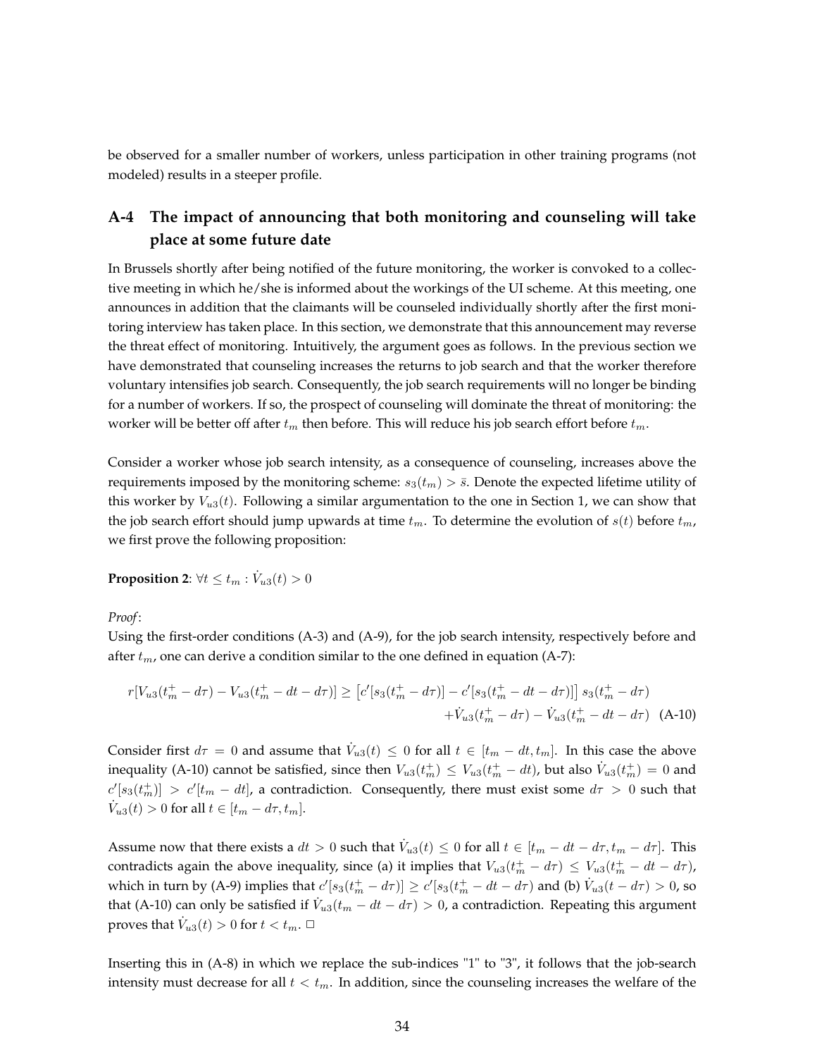be observed for a smaller number of workers, unless participation in other training programs (not modeled) results in a steeper profile.

## A-4 The impact of announcing that both monitoring and counseling will take place at some future date

In Brussels shortly after being notified of the future monitoring, the worker is convoked to a collective meeting in which he/she is informed about the workings of the UI scheme. At this meeting, one announces in addition that the claimants will be counseled individually shortly after the first monitoring interview has taken place. In this section, we demonstrate that this announcement may reverse the threat effect of monitoring. Intuitively, the argument goes as follows. In the previous section we have demonstrated that counseling increases the returns to job search and that the worker therefore voluntary intensifies job search. Consequently, the job search requirements will no longer be binding for a number of workers. If so, the prospect of counseling will dominate the threat of monitoring: the worker will be better off after $t_m$ then before. This will reduce his job search effort before $t_m$.

Consider a worker whose job search intensity, as a consequence of counseling, increases above the requirements imposed by the monitoring scheme: $s_3(t_m) > \bar{s}$. Denote the expected lifetime utility of this worker by $V_{u3}(t)$. Following a similar argumentation to the one in Section 1, we can show that the job search effort should jump upwards at time $t_m$. To determine the evolution of $s(t)$ before $t_m$, we first prove the following proposition:

**Proposition 2**: $\forall t \leq t_m : \dot{V}_{u3}(t) > 0$

*Proof*:
Using the first-order conditions (A-3) and (A-9), for the job search intensity, respectively before and after $t_m$, one can derive a condition similar to the one defined in equation (A-7):

$$r[V_{u3}(t_m^+ - d\tau) - V_{u3}(t_m^+ - dt - d\tau)] \geq \left[c'[s_3(t_m^+ - d\tau)] - c'[s_3(t_m^+ - dt - d\tau)]\right] s_3(t_m^+ - d\tau) + \dot{V}_{u3}(t_m^+ - d\tau) - \dot{V}_{u3}(t_m^+ - dt - d\tau) \quad \text{(A-10)}$$

Consider first $d\tau = 0$ and assume that $\dot{V}_{u3}(t) \leq 0$ for all $t \in [t_m - dt, t_m]$. In this case the above inequality (A-10) cannot be satisfied, since then $V_{u3}(t_m^+) \leq V_{u3}(t_m^+ - dt)$, but also $\dot{V}_{u3}(t_m^+) = 0$ and $c'[s_3(t_m^+)] > c'[t_m - dt]$, a contradiction. Consequently, there must exist some $d\tau > 0$ such that $\dot{V}_{u3}(t) > 0$ for all $t \in [t_m - d\tau, t_m]$.

Assume now that there exists a $dt > 0$ such that $\dot{V}_{u3}(t) \leq 0$ for all $t \in [t_m - dt - d\tau, t_m - d\tau]$. This contradicts again the above inequality, since (a) it implies that $V_{u3}(t_m^+ - d\tau) \leq V_{u3}(t_m^+ - dt - d\tau)$, which in turn by (A-9) implies that $c'[s_3(t_m^+ - d\tau)] \geq c'[s_3(t_m^+ - dt - d\tau)$ and (b) $\dot{V}_{u3}(t - d\tau) > 0$, so that (A-10) can only be satisfied if $\dot{V}_{u3}(t_m - dt - d\tau) > 0$, a contradiction. Repeating this argument proves that $\dot{V}_{u3}(t) > 0$ for $t < t_m$. $\square$

Inserting this in (A-8) in which we replace the sub-indices "1" to "3", it follows that the job-search intensity must decrease for all $t < t_m$. In addition, since the counseling increases the welfare of the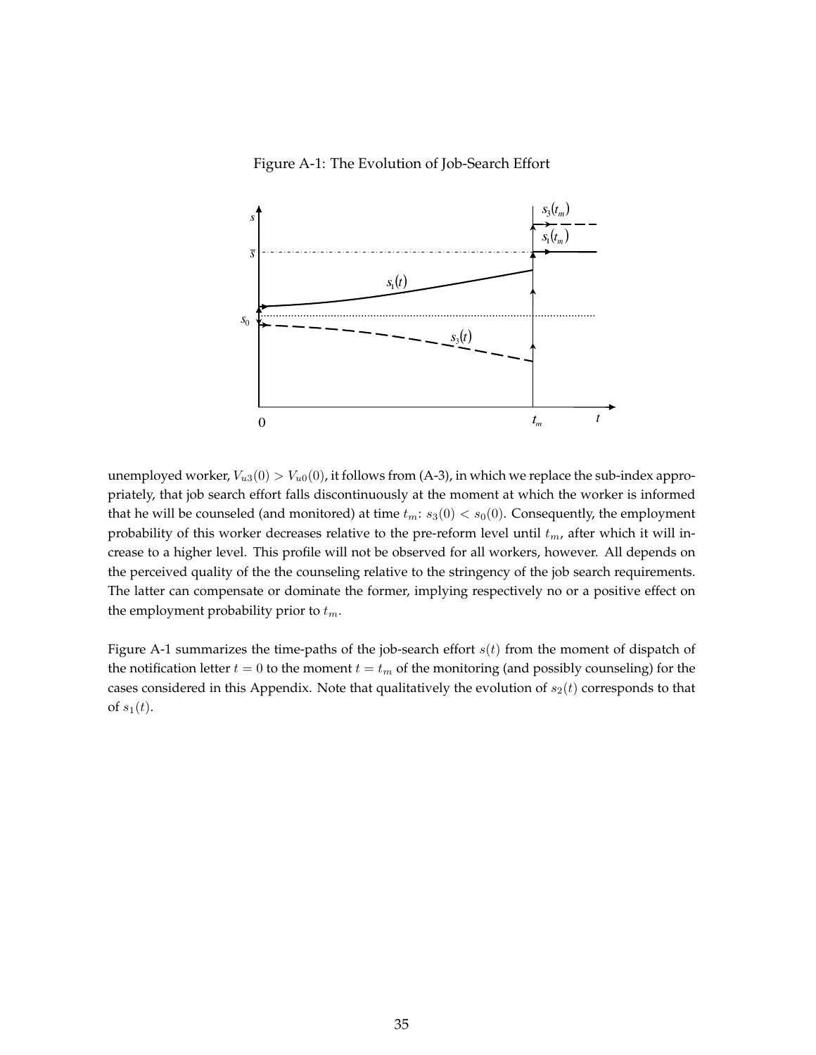Figure A-1: The Evolution of Job-Search Effort

unemployed worker, $V_{u3}(0) > V_{u0}(0)$, it follows from (A-3), in which we replace the sub-index appropriately, that job search effort falls discontinuously at the moment at which the worker is informed that he will be counseled (and monitored) at time $t_m$: $s_3(0) < s_0(0)$. Consequently, the employment probability of this worker decreases relative to the pre-reform level until $t_m$, after which it will increase to a higher level. This profile will not be observed for all workers, however. All depends on the perceived quality of the the counseling relative to the stringency of the job search requirements. The latter can compensate or dominate the former, implying respectively no or a positive effect on the employment probability prior to $t_m$.

Figure A-1 summarizes the time-paths of the job-search effort $s(t)$ from the moment of dispatch of the notification letter $t = 0$ to the moment $t = t_m$ of the monitoring (and possibly counseling) for the cases considered in this Appendix. Note that qualitatively the evolution of $s_2(t)$ corresponds to that of $s_1(t)$.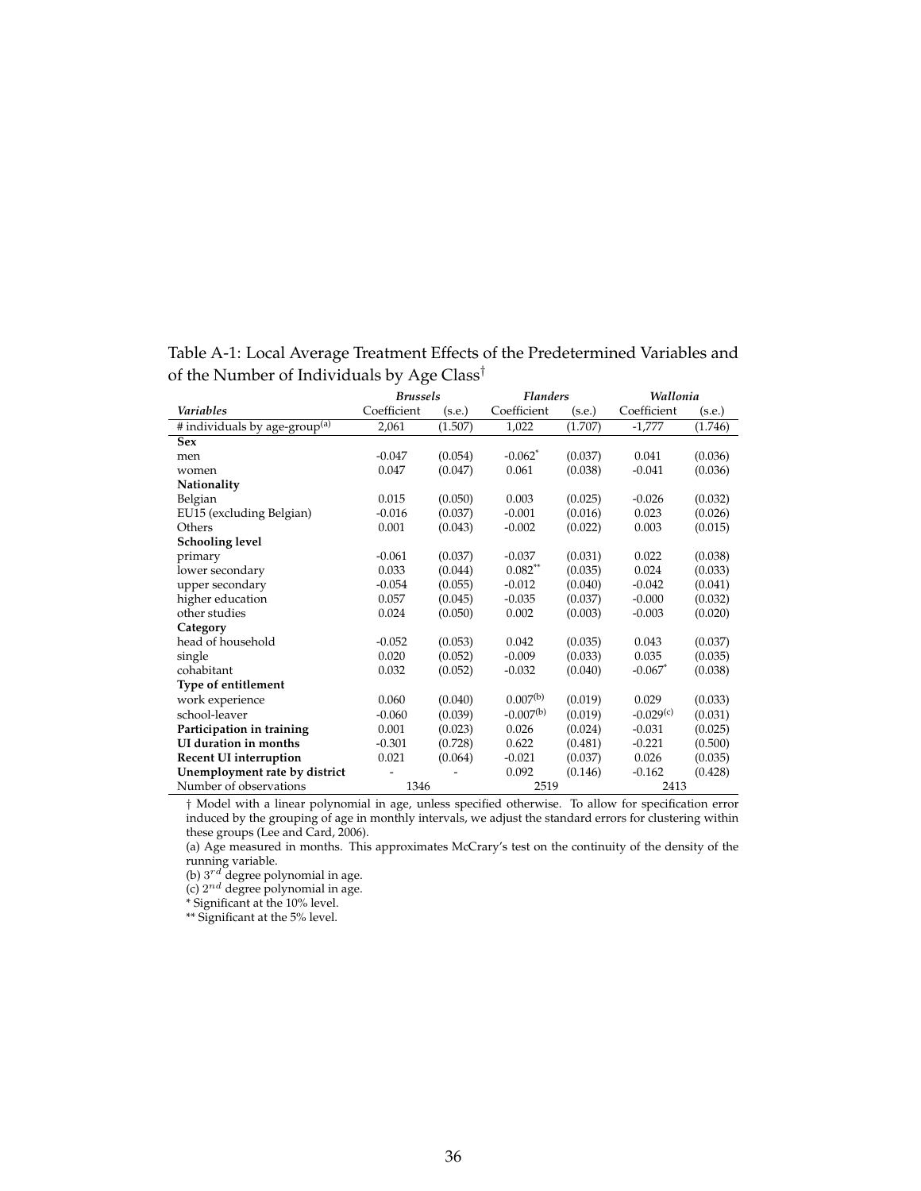Table A-1: Local Average Treatment Effects of the Predetermined Variables and of the Number of Individuals by Age Class†

| | *Brussels* | | *Flanders* | | *Wallonia* | |
|---|---|---|---|---|---|---|
| *Variables* | Coefficient | (s.e.) | Coefficient | (s.e.) | Coefficient | (s.e.) |
| # individuals by age-group[(a)] | 2,061 | (1.507) | 1,022 | (1.707) | -1,777 | (1.746) |
| **Sex** | | | | | | |
| men | -0.047 | (0.054) | -0.062* | (0.037) | 0.041 | (0.036) |
| women | 0.047 | (0.047) | 0.061 | (0.038) | -0.041 | (0.036) |
| **Nationality** | | | | | | |
| Belgian | 0.015 | (0.050) | 0.003 | (0.025) | -0.026 | (0.032) |
| EU15 (excluding Belgian) | -0.016 | (0.037) | -0.001 | (0.016) | 0.023 | (0.026) |
| Others | 0.001 | (0.043) | -0.002 | (0.022) | 0.003 | (0.015) |
| **Schooling level** | | | | | | |
| primary | -0.061 | (0.037) | -0.037 | (0.031) | 0.022 | (0.038) |
| lower secondary | 0.033 | (0.044) | 0.082** | (0.035) | 0.024 | (0.033) |
| upper secondary | -0.054 | (0.055) | -0.012 | (0.040) | -0.042 | (0.041) |
| higher education | 0.057 | (0.045) | -0.035 | (0.037) | -0.000 | (0.032) |
| other studies | 0.024 | (0.050) | 0.002 | (0.003) | -0.003 | (0.020) |
| **Category** | | | | | | |
| head of household | -0.052 | (0.053) | 0.042 | (0.035) | 0.043 | (0.037) |
| single | 0.020 | (0.052) | -0.009 | (0.033) | 0.035 | (0.035) |
| cohabitant | 0.032 | (0.052) | -0.032 | (0.040) | -0.067* | (0.038) |
| **Type of entitlement** | | | | | | |
| work experience | 0.060 | (0.040) | 0.007[(b)] | (0.019) | 0.029 | (0.033) |
| school-leaver | -0.060 | (0.039) | -0.007[(b)] | (0.019) | -0.029[(c)] | (0.031) |
| **Participation in training** | 0.001 | (0.023) | 0.026 | (0.024) | -0.031 | (0.025) |
| **UI duration in months** | -0.301 | (0.728) | 0.622 | (0.481) | -0.221 | (0.500) |
| **Recent UI interruption** | 0.021 | (0.064) | -0.021 | (0.037) | 0.026 | (0.035) |
| **Unemployment rate by district** | - | - | 0.092 | (0.146) | -0.162 | (0.428) |
| Number of observations | 1346 | | 2519 | | 2413 | |

† Model with a linear polynomial in age, unless specified otherwise. To allow for specification error induced by the grouping of age in monthly intervals, we adjust the standard errors for clustering within these groups (Lee and Card, 2006).

(a) Age measured in months. This approximates McCrary's test on the continuity of the density of the running variable.

(b) $3^{rd}$ degree polynomial in age.

(c) $2^{nd}$ degree polynomial in age.

* Significant at the 10% level.

** Significant at the 5% level.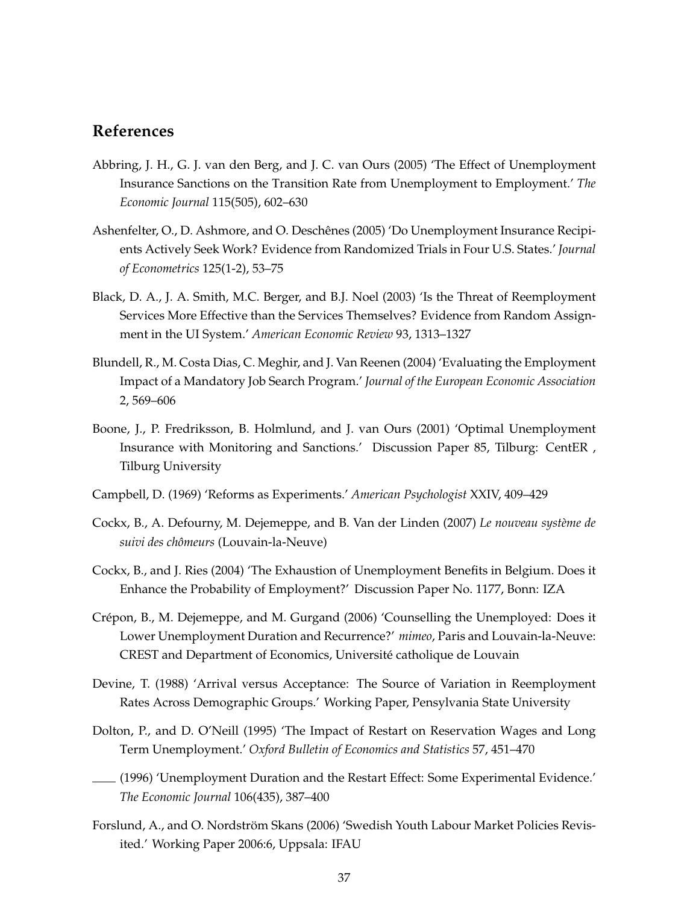## References

Abbring, J. H., G. J. van den Berg, and J. C. van Ours (2005) 'The Effect of Unemployment Insurance Sanctions on the Transition Rate from Unemployment to Employment.' *The Economic Journal* 115(505), 602–630

Ashenfelter, O., D. Ashmore, and O. Deschênes (2005) 'Do Unemployment Insurance Recipients Actively Seek Work? Evidence from Randomized Trials in Four U.S. States.' *Journal of Econometrics* 125(1-2), 53–75

Black, D. A., J. A. Smith, M.C. Berger, and B.J. Noel (2003) 'Is the Threat of Reemployment Services More Effective than the Services Themselves? Evidence from Random Assignment in the UI System.' *American Economic Review* 93, 1313–1327

Blundell, R., M. Costa Dias, C. Meghir, and J. Van Reenen (2004) 'Evaluating the Employment Impact of a Mandatory Job Search Program.' *Journal of the European Economic Association* 2, 569–606

Boone, J., P. Fredriksson, B. Holmlund, and J. van Ours (2001) 'Optimal Unemployment Insurance with Monitoring and Sanctions.' Discussion Paper 85, Tilburg: CentER , Tilburg University

Campbell, D. (1969) 'Reforms as Experiments.' *American Psychologist* XXIV, 409–429

Cockx, B., A. Defourny, M. Dejemeppe, and B. Van der Linden (2007) *Le nouveau système de suivi des chômeurs* (Louvain-la-Neuve)

Cockx, B., and J. Ries (2004) 'The Exhaustion of Unemployment Benefits in Belgium. Does it Enhance the Probability of Employment?' Discussion Paper No. 1177, Bonn: IZA

Crépon, B., M. Dejemeppe, and M. Gurgand (2006) 'Counselling the Unemployed: Does it Lower Unemployment Duration and Recurrence?' *mimeo*, Paris and Louvain-la-Neuve: CREST and Department of Economics, Université catholique de Louvain

Devine, T. (1988) 'Arrival versus Acceptance: The Source of Variation in Reemployment Rates Across Demographic Groups.' Working Paper, Pensylvania State University

Dolton, P., and D. O'Neill (1995) 'The Impact of Restart on Reservation Wages and Long Term Unemployment.' *Oxford Bulletin of Economics and Statistics* 57, 451–470

—— (1996) 'Unemployment Duration and the Restart Effect: Some Experimental Evidence.' *The Economic Journal* 106(435), 387–400

Forslund, A., and O. Nordström Skans (2006) 'Swedish Youth Labour Market Policies Revisited.' Working Paper 2006:6, Uppsala: IFAU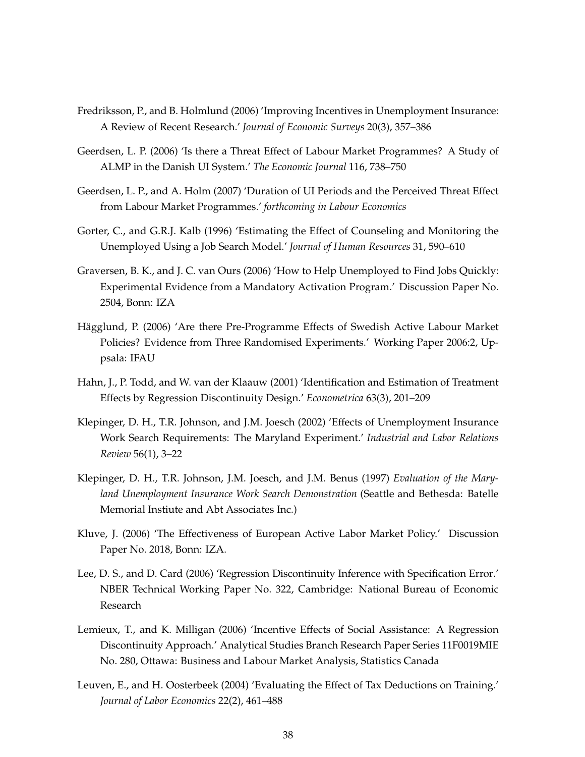Fredriksson, P., and B. Holmlund (2006) 'Improving Incentives in Unemployment Insurance: A Review of Recent Research.' *Journal of Economic Surveys* 20(3), 357–386

Geerdsen, L. P. (2006) 'Is there a Threat Effect of Labour Market Programmes? A Study of ALMP in the Danish UI System.' *The Economic Journal* 116, 738–750

Geerdsen, L. P., and A. Holm (2007) 'Duration of UI Periods and the Perceived Threat Effect from Labour Market Programmes.' *forthcoming in Labour Economics*

Gorter, C., and G.R.J. Kalb (1996) 'Estimating the Effect of Counseling and Monitoring the Unemployed Using a Job Search Model.' *Journal of Human Resources* 31, 590–610

Graversen, B. K., and J. C. van Ours (2006) 'How to Help Unemployed to Find Jobs Quickly: Experimental Evidence from a Mandatory Activation Program.' Discussion Paper No. 2504, Bonn: IZA

Hägglund, P. (2006) 'Are there Pre-Programme Effects of Swedish Active Labour Market Policies? Evidence from Three Randomised Experiments.' Working Paper 2006:2, Uppsala: IFAU

Hahn, J., P. Todd, and W. van der Klaauw (2001) 'Identification and Estimation of Treatment Effects by Regression Discontinuity Design.' *Econometrica* 63(3), 201–209

Klepinger, D. H., T.R. Johnson, and J.M. Joesch (2002) 'Effects of Unemployment Insurance Work Search Requirements: The Maryland Experiment.' *Industrial and Labor Relations Review* 56(1), 3–22

Klepinger, D. H., T.R. Johnson, J.M. Joesch, and J.M. Benus (1997) *Evaluation of the Maryland Unemployment Insurance Work Search Demonstration* (Seattle and Bethesda: Batelle Memorial Instiute and Abt Associates Inc.)

Kluve, J. (2006) 'The Effectiveness of European Active Labor Market Policy.' Discussion Paper No. 2018, Bonn: IZA.

Lee, D. S., and D. Card (2006) 'Regression Discontinuity Inference with Specification Error.' NBER Technical Working Paper No. 322, Cambridge: National Bureau of Economic Research

Lemieux, T., and K. Milligan (2006) 'Incentive Effects of Social Assistance: A Regression Discontinuity Approach.' Analytical Studies Branch Research Paper Series 11F0019MIE No. 280, Ottawa: Business and Labour Market Analysis, Statistics Canada

Leuven, E., and H. Oosterbeek (2004) 'Evaluating the Effect of Tax Deductions on Training.' *Journal of Labor Economics* 22(2), 461–488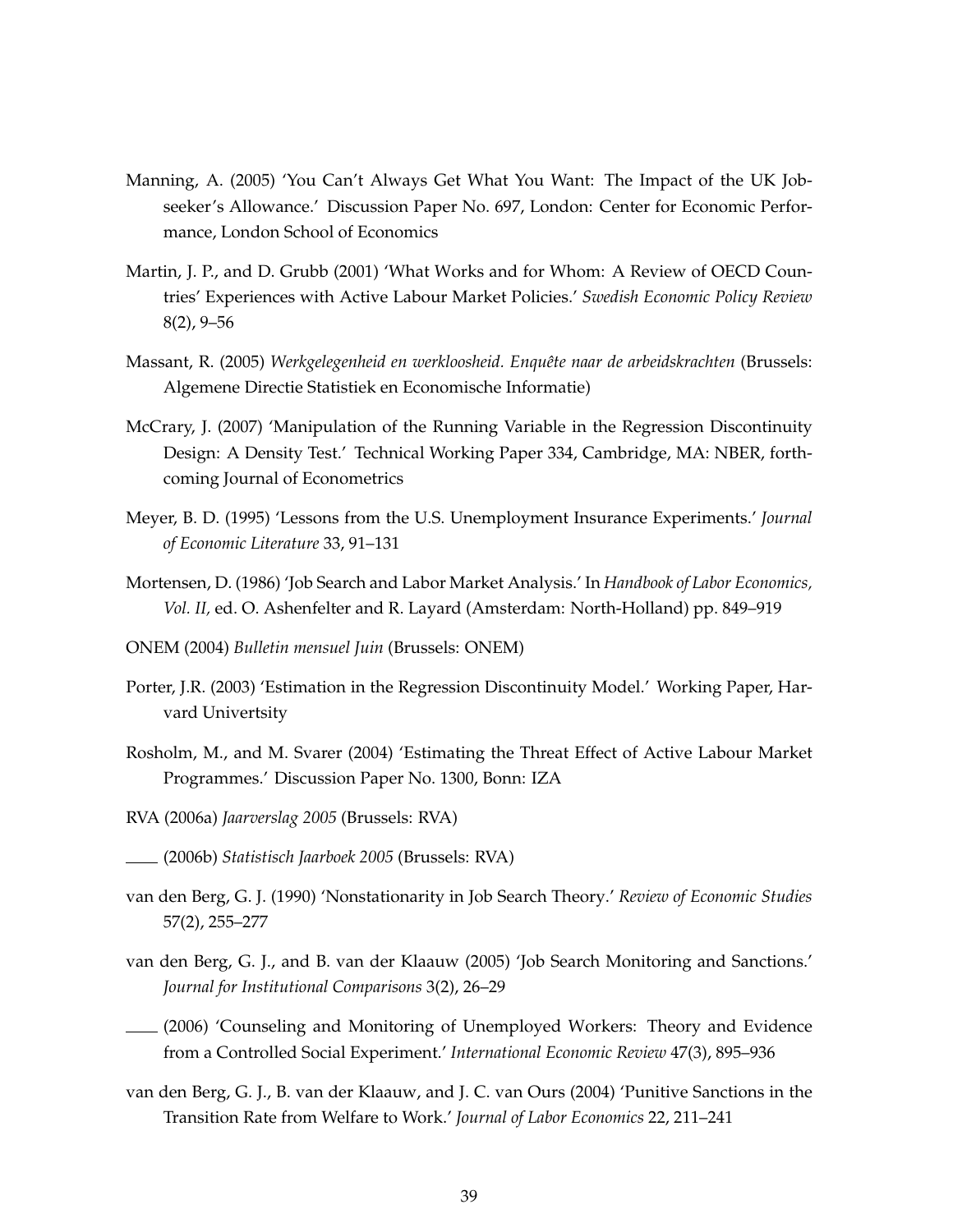Manning, A. (2005) 'You Can't Always Get What You Want: The Impact of the UK Jobseeker's Allowance.' Discussion Paper No. 697, London: Center for Economic Performance, London School of Economics

Martin, J. P., and D. Grubb (2001) 'What Works and for Whom: A Review of OECD Countries' Experiences with Active Labour Market Policies.' *Swedish Economic Policy Review* 8(2), 9–56

Massant, R. (2005) *Werkgelegenheid en werkloosheid. Enquête naar de arbeidskrachten* (Brussels: Algemene Directie Statistiek en Economische Informatie)

McCrary, J. (2007) 'Manipulation of the Running Variable in the Regression Discontinuity Design: A Density Test.' Technical Working Paper 334, Cambridge, MA: NBER, forthcoming Journal of Econometrics

Meyer, B. D. (1995) 'Lessons from the U.S. Unemployment Insurance Experiments.' *Journal of Economic Literature* 33, 91–131

Mortensen, D. (1986) 'Job Search and Labor Market Analysis.' In *Handbook of Labor Economics, Vol. II,* ed. O. Ashenfelter and R. Layard (Amsterdam: North-Holland) pp. 849–919

ONEM (2004) *Bulletin mensuel Juin* (Brussels: ONEM)

Porter, J.R. (2003) 'Estimation in the Regression Discontinuity Model.' Working Paper, Harvard Univertsity

Rosholm, M., and M. Svarer (2004) 'Estimating the Threat Effect of Active Labour Market Programmes.' Discussion Paper No. 1300, Bonn: IZA

RVA (2006a) *Jaarverslag 2005* (Brussels: RVA)

\_\_\_\_ (2006b) *Statistisch Jaarboek 2005* (Brussels: RVA)

van den Berg, G. J. (1990) 'Nonstationarity in Job Search Theory.' *Review of Economic Studies* 57(2), 255–277

van den Berg, G. J., and B. van der Klaauw (2005) 'Job Search Monitoring and Sanctions.' *Journal for Institutional Comparisons* 3(2), 26–29

\_\_\_\_ (2006) 'Counseling and Monitoring of Unemployed Workers: Theory and Evidence from a Controlled Social Experiment.' *International Economic Review* 47(3), 895–936

van den Berg, G. J., B. van der Klaauw, and J. C. van Ours (2004) 'Punitive Sanctions in the Transition Rate from Welfare to Work.' *Journal of Labor Economics* 22, 211–241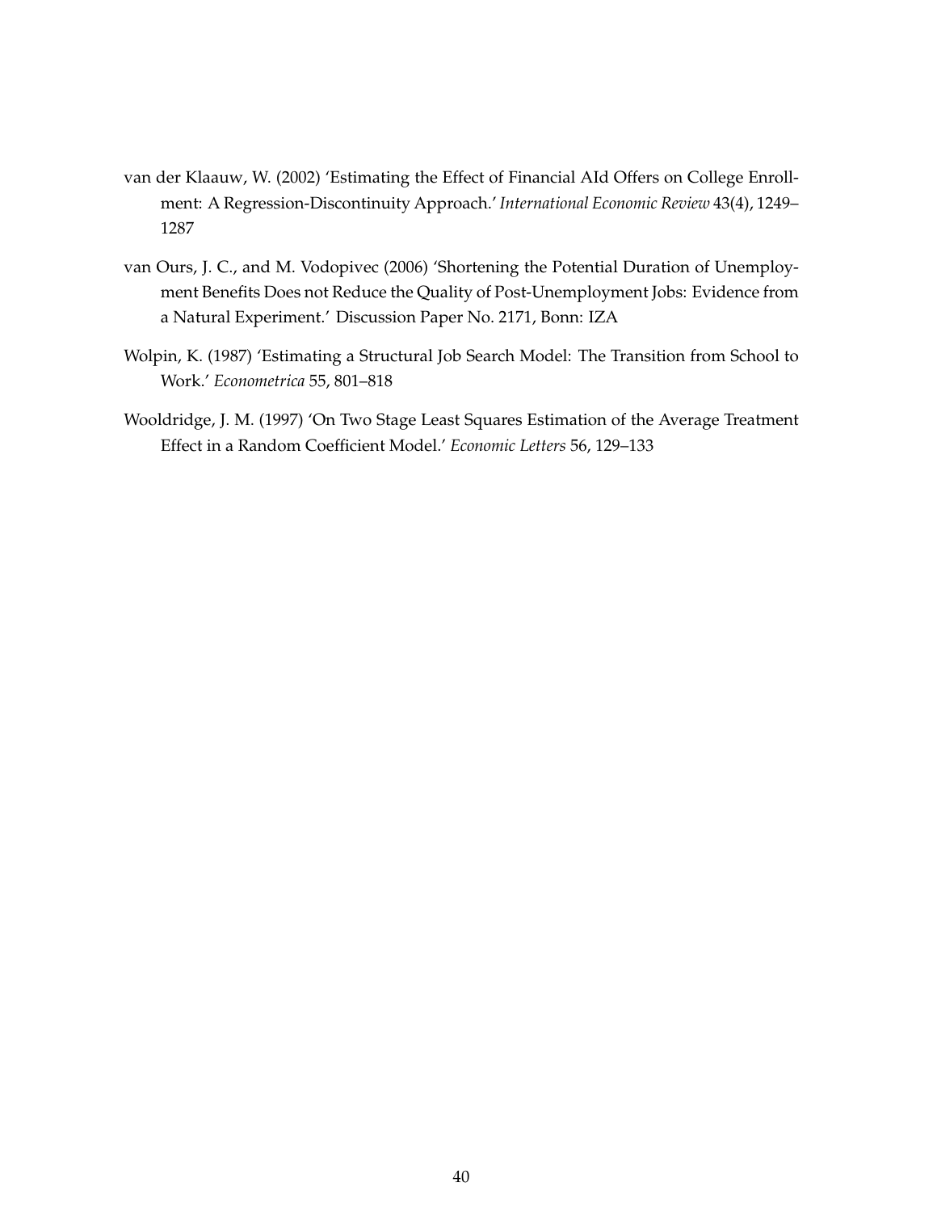van der Klaauw, W. (2002) 'Estimating the Effect of Financial AId Offers on College Enrollment: A Regression-Discontinuity Approach.' *International Economic Review* 43(4), 1249–1287

van Ours, J. C., and M. Vodopivec (2006) 'Shortening the Potential Duration of Unemployment Benefits Does not Reduce the Quality of Post-Unemployment Jobs: Evidence from a Natural Experiment.' Discussion Paper No. 2171, Bonn: IZA

Wolpin, K. (1987) 'Estimating a Structural Job Search Model: The Transition from School to Work.' *Econometrica* 55, 801–818

Wooldridge, J. M. (1997) 'On Two Stage Least Squares Estimation of the Average Treatment Effect in a Random Coefficient Model.' *Economic Letters* 56, 129–133